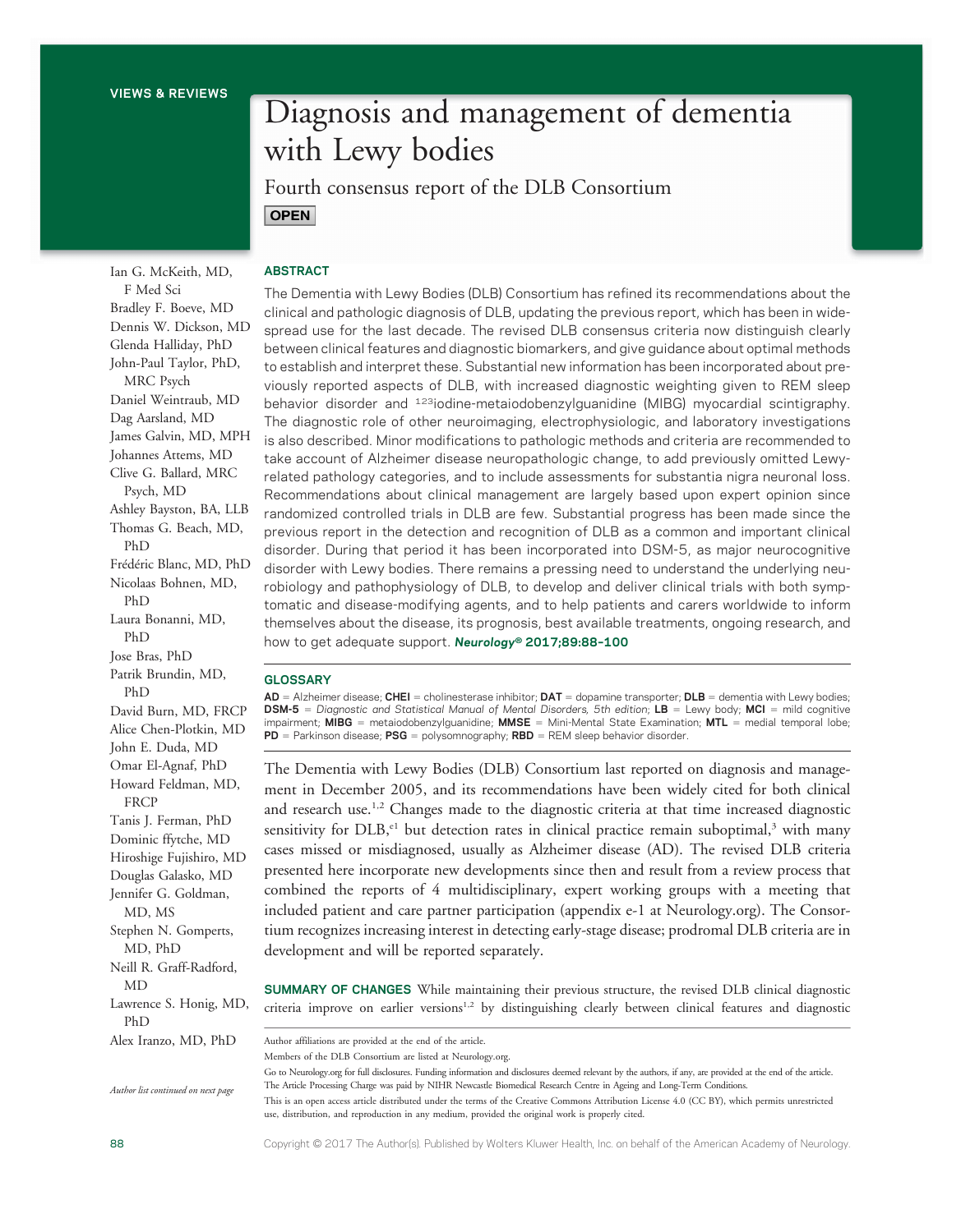VIEWS & REVIEWS

# Diagnosis and management of dementia with Lewy bodies

## Fourth consensus report of the DLB Consortium

OPEN

Ian G. McKeith, MD, F Med Sci
Bradley F. Boeve, MD
Dennis W. Dickson, MD
Glenda Halliday, PhD
John-Paul Taylor, PhD, MRC Psych
Daniel Weintraub, MD
Dag Aarsland, MD
James Galvin, MD, MPH
Johannes Attems, MD
Clive G. Ballard, MRC Psych, MD
Ashley Bayston, BA, LLB
Thomas G. Beach, MD, PhD
Frédéric Blanc, MD, PhD
Nicolaas Bohnen, MD, PhD
Laura Bonanni, MD, PhD
Jose Bras, PhD
Patrik Brundin, MD, PhD
David Burn, MD, FRCP
Alice Chen-Plotkin, MD
John E. Duda, MD
Omar El-Agnaf, PhD
Howard Feldman, MD, FRCP
Tanis J. Ferman, PhD
Dominic ffytche, MD
Hiroshige Fujishiro, MD
Douglas Galasko, MD
Jennifer G. Goldman, MD, MS
Stephen N. Gomperts, MD, PhD
Neill R. Graff-Radford, MD
Lawrence S. Honig, MD, PhD
Alex Iranzo, MD, PhD

*Author list continued on next page*

### ABSTRACT

The Dementia with Lewy Bodies (DLB) Consortium has refined its recommendations about the clinical and pathologic diagnosis of DLB, updating the previous report, which has been in widespread use for the last decade. The revised DLB consensus criteria now distinguish clearly between clinical features and diagnostic biomarkers, and give guidance about optimal methods to establish and interpret these. Substantial new information has been incorporated about previously reported aspects of DLB, with increased diagnostic weighting given to REM sleep behavior disorder and $^{123}$iodine-metaiodobenzylguanidine (MIBG) myocardial scintigraphy. The diagnostic role of other neuroimaging, electrophysiologic, and laboratory investigations is also described. Minor modifications to pathologic methods and criteria are recommended to take account of Alzheimer disease neuropathologic change, to add previously omitted Lewy-related pathology categories, and to include assessments for substantia nigra neuronal loss. Recommendations about clinical management are largely based upon expert opinion since randomized controlled trials in DLB are few. Substantial progress has been made since the previous report in the detection and recognition of DLB as a common and important clinical disorder. During that period it has been incorporated into DSM-5, as major neurocognitive disorder with Lewy bodies. There remains a pressing need to understand the underlying neurobiology and pathophysiology of DLB, to develop and deliver clinical trials with both symptomatic and disease-modifying agents, and to help patients and carers worldwide to inform themselves about the disease, its prognosis, best available treatments, ongoing research, and how to get adequate support. ***Neurology*® 2017;89:88–100**

### GLOSSARY

**AD** = Alzheimer disease; **CHEI** = cholinesterase inhibitor; **DAT** = dopamine transporter; **DLB** = dementia with Lewy bodies; **DSM-5** = *Diagnostic and Statistical Manual of Mental Disorders, 5th edition*; **LB** = Lewy body; **MCI** = mild cognitive impairment; **MIBG** = metaiodobenzylguanidine; **MMSE** = Mini-Mental State Examination; **MTL** = medial temporal lobe; **PD** = Parkinson disease; **PSG** = polysomnography; **RBD** = REM sleep behavior disorder.

The Dementia with Lewy Bodies (DLB) Consortium last reported on diagnosis and management in December 2005, and its recommendations have been widely cited for both clinical and research use.[1,2] Changes made to the diagnostic criteria at that time increased diagnostic sensitivity for DLB,[e1] but detection rates in clinical practice remain suboptimal,[3] with many cases missed or misdiagnosed, usually as Alzheimer disease (AD). The revised DLB criteria presented here incorporate new developments since then and result from a review process that combined the reports of 4 multidisciplinary, expert working groups with a meeting that included patient and care partner participation (appendix e-1 at Neurology.org). The Consortium recognizes increasing interest in detecting early-stage disease; prodromal DLB criteria are in development and will be reported separately.

**SUMMARY OF CHANGES** While maintaining their previous structure, the revised DLB clinical diagnostic criteria improve on earlier versions[1,2] by distinguishing clearly between clinical features and diagnostic

Author affiliations are provided at the end of the article.

Members of the DLB Consortium are listed at Neurology.org.

Go to Neurology.org for full disclosures. Funding information and disclosures deemed relevant by the authors, if any, are provided at the end of the article. The Article Processing Charge was paid by NIHR Newcastle Biomedical Research Centre in Ageing and Long-Term Conditions.

This is an open access article distributed under the terms of the Creative Commons Attribution License 4.0 (CC BY), which permits unrestricted use, distribution, and reproduction in any medium, provided the original work is properly cited.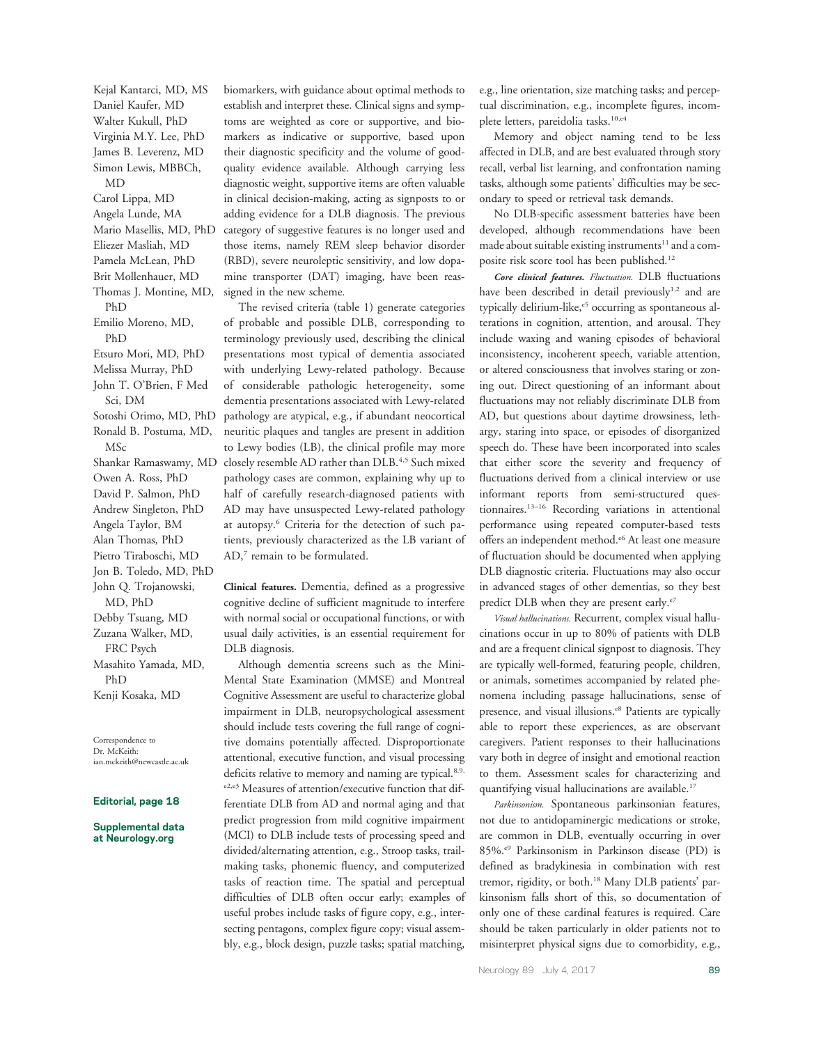Kejal Kantarci, MD, MS
Daniel Kaufer, MD
Walter Kukull, PhD
Virginia M.Y. Lee, PhD
James B. Leverenz, MD
Simon Lewis, MBBCh, MD
Carol Lippa, MD
Angela Lunde, MA
Mario Masellis, MD, PhD
Eliezer Masliah, MD
Pamela McLean, PhD
Brit Mollenhauer, MD
Thomas J. Montine, MD, PhD
Emilio Moreno, MD, PhD
Etsuro Mori, MD, PhD
Melissa Murray, PhD
John T. O'Brien, F Med Sci, DM
Sotoshi Orimo, MD, PhD
Ronald B. Postuma, MD, MSc
Shankar Ramaswamy, MD
Owen A. Ross, PhD
David P. Salmon, PhD
Andrew Singleton, PhD
Angela Taylor, BM
Alan Thomas, PhD
Pietro Tiraboschi, MD
Jon B. Toledo, MD, PhD
John Q. Trojanowski, MD, PhD
Debby Tsuang, MD
Zuzana Walker, MD, FRC Psych
Masahito Yamada, MD, PhD
Kenji Kosaka, MD

Correspondence to Dr. McKeith: ian.mckeith@newcastle.ac.uk

**Editorial, page 18**

**Supplemental data at Neurology.org**

biomarkers, with guidance about optimal methods to establish and interpret these. Clinical signs and symptoms are weighted as core or supportive, and biomarkers as indicative or supportive, based upon their diagnostic specificity and the volume of good-quality evidence available. Although carrying less diagnostic weight, supportive items are often valuable in clinical decision-making, acting as signposts to or adding evidence for a DLB diagnosis. The previous category of suggestive features is no longer used and those items, namely REM sleep behavior disorder (RBD), severe neuroleptic sensitivity, and low dopamine transporter (DAT) imaging, have been reassigned in the new scheme.

The revised criteria (table 1) generate categories of probable and possible DLB, corresponding to terminology previously used, describing the clinical presentations most typical of dementia associated with underlying Lewy-related pathology. Because of considerable pathologic heterogeneity, some dementia presentations associated with Lewy-related pathology are atypical, e.g., if abundant neocortical neuritic plaques and tangles are present in addition to Lewy bodies (LB), the clinical profile may more closely resemble AD rather than DLB.[4,5] Such mixed pathology cases are common, explaining why up to half of carefully research-diagnosed patients with AD may have unsuspected Lewy-related pathology at autopsy.[6] Criteria for the detection of such patients, previously characterized as the LB variant of AD,[7] remain to be formulated.

**Clinical features.** Dementia, defined as a progressive cognitive decline of sufficient magnitude to interfere with normal social or occupational functions, or with usual daily activities, is an essential requirement for DLB diagnosis.

Although dementia screens such as the Mini-Mental State Examination (MMSE) and Montreal Cognitive Assessment are useful to characterize global impairment in DLB, neuropsychological assessment should include tests covering the full range of cognitive domains potentially affected. Disproportionate attentional, executive function, and visual processing deficits relative to memory and naming are typical.[8,9,e2,e3] Measures of attention/executive function that differentiate DLB from AD and normal aging and that predict progression from mild cognitive impairment (MCI) to DLB include tests of processing speed and divided/alternating attention, e.g., Stroop tasks, trail-making tasks, phonemic fluency, and computerized tasks of reaction time. The spatial and perceptual difficulties of DLB often occur early; examples of useful probes include tasks of figure copy, e.g., intersecting pentagons, complex figure copy; visual assembly, e.g., block design, puzzle tasks; spatial matching, e.g., line orientation, size matching tasks; and perceptual discrimination, e.g., incomplete figures, incomplete letters, pareidolia tasks.[10,e4]

Memory and object naming tend to be less affected in DLB, and are best evaluated through story recall, verbal list learning, and confrontation naming tasks, although some patients' difficulties may be secondary to speed or retrieval task demands.

No DLB-specific assessment batteries have been developed, although recommendations have been made about suitable existing instruments[11] and a composite risk score tool has been published.[12]

***Core clinical features.*** *Fluctuation.* DLB fluctuations have been described in detail previously[1,2] and are typically delirium-like,[e5] occurring as spontaneous alterations in cognition, attention, and arousal. They include waxing and waning episodes of behavioral inconsistency, incoherent speech, variable attention, or altered consciousness that involves staring or zoning out. Direct questioning of an informant about fluctuations may not reliably discriminate DLB from AD, but questions about daytime drowsiness, lethargy, staring into space, or episodes of disorganized speech do. These have been incorporated into scales that either score the severity and frequency of fluctuations derived from a clinical interview or use informant reports from semi-structured questionnaires.[13–16] Recording variations in attentional performance using repeated computer-based tests offers an independent method.[e6] At least one measure of fluctuation should be documented when applying DLB diagnostic criteria. Fluctuations may also occur in advanced stages of other dementias, so they best predict DLB when they are present early.[e7]

*Visual hallucinations.* Recurrent, complex visual hallucinations occur in up to 80% of patients with DLB and are a frequent clinical signpost to diagnosis. They are typically well-formed, featuring people, children, or animals, sometimes accompanied by related phenomena including passage hallucinations, sense of presence, and visual illusions.[e8] Patients are typically able to report these experiences, as are observant caregivers. Patient responses to their hallucinations vary both in degree of insight and emotional reaction to them. Assessment scales for characterizing and quantifying visual hallucinations are available.[17]

*Parkinsonism.* Spontaneous parkinsonian features, not due to antidopaminergic medications or stroke, are common in DLB, eventually occurring in over 85%.[e9] Parkinsonism in Parkinson disease (PD) is defined as bradykinesia in combination with rest tremor, rigidity, or both.[18] Many DLB patients' parkinsonism falls short of this, so documentation of only one of these cardinal features is required. Care should be taken particularly in older patients not to misinterpret physical signs due to comorbidity, e.g.,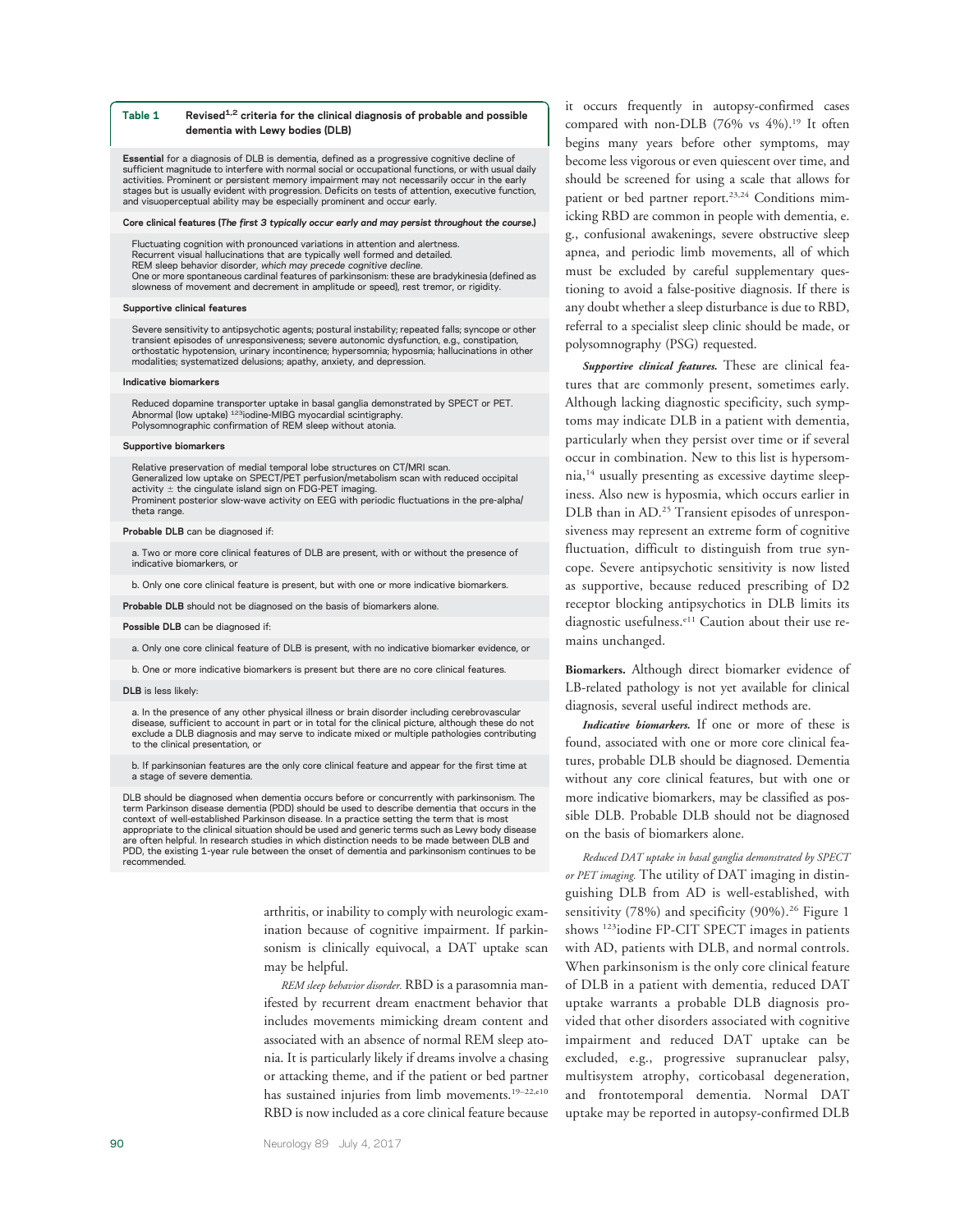**Table 1 Revised[1,2] criteria for the clinical diagnosis of probable and possible dementia with Lewy bodies (DLB)**

**Essential** for a diagnosis of DLB is dementia, defined as a progressive cognitive decline of sufficient magnitude to interfere with normal social or occupational functions, or with usual daily activities. Prominent or persistent memory impairment may not necessarily occur in the early stages but is usually evident with progression. Deficits on tests of attention, executive function, and visuoperceptual ability may be especially prominent and occur early.

**Core clinical features (*The first 3 typically occur early and may persist throughout the course.*)**

Fluctuating cognition with pronounced variations in attention and alertness.
Recurrent visual hallucinations that are typically well formed and detailed.
REM sleep behavior disorder, *which may precede cognitive decline.*
One or more spontaneous cardinal features of parkinsonism: these are bradykinesia (defined as slowness of movement and decrement in amplitude or speed), rest tremor, or rigidity.

**Supportive clinical features**

Severe sensitivity to antipsychotic agents; postural instability; repeated falls; syncope or other transient episodes of unresponsiveness; severe autonomic dysfunction, e.g., constipation, orthostatic hypotension, urinary incontinence; hypersomnia; hyposmia; hallucinations in other modalities; systematized delusions; apathy, anxiety, and depression.

**Indicative biomarkers**

Reduced dopamine transporter uptake in basal ganglia demonstrated by SPECT or PET.
Abnormal (low uptake) $^{123}$iodine-MIBG myocardial scintigraphy.
Polysomnographic confirmation of REM sleep without atonia.

**Supportive biomarkers**

Relative preservation of medial temporal lobe structures on CT/MRI scan.
Generalized low uptake on SPECT/PET perfusion/metabolism scan with reduced occipital activity ± the cingulate island sign on FDG-PET imaging.
Prominent posterior slow-wave activity on EEG with periodic fluctuations in the pre-alpha/theta range.

**Probable DLB** can be diagnosed if:

a. Two or more core clinical features of DLB are present, with or without the presence of indicative biomarkers, or

b. Only one core clinical feature is present, but with one or more indicative biomarkers.

**Probable DLB** should not be diagnosed on the basis of biomarkers alone.

**Possible DLB** can be diagnosed if:

a. Only one core clinical feature of DLB is present, with no indicative biomarker evidence, or

b. One or more indicative biomarkers is present but there are no core clinical features.

**DLB** is less likely:

a. In the presence of any other physical illness or brain disorder including cerebrovascular disease, sufficient to account in part or in total for the clinical picture, although these do not exclude a DLB diagnosis and may serve to indicate mixed or multiple pathologies contributing to the clinical presentation, or

b. If parkinsonian features are the only core clinical feature and appear for the first time at a stage of severe dementia.

DLB should be diagnosed when dementia occurs before or concurrently with parkinsonism. The term Parkinson disease dementia (PDD) should be used to describe dementia that occurs in the context of well-established Parkinson disease. In a practice setting the term that is most appropriate to the clinical situation should be used and generic terms such as Lewy body disease are often helpful. In research studies in which distinction needs to be made between DLB and PDD, the existing 1-year rule between the onset of dementia and parkinsonism continues to be recommended.

arthritis, or inability to comply with neurologic examination because of cognitive impairment. If parkinsonism is clinically equivocal, a DAT uptake scan may be helpful.

*REM sleep behavior disorder.* RBD is a parasomnia manifested by recurrent dream enactment behavior that includes movements mimicking dream content and associated with an absence of normal REM sleep atonia. It is particularly likely if dreams involve a chasing or attacking theme, and if the patient or bed partner has sustained injuries from limb movements.[19–22,e10] RBD is now included as a core clinical feature because it occurs frequently in autopsy-confirmed cases compared with non-DLB (76% vs 4%).[19] It often begins many years before other symptoms, may become less vigorous or even quiescent over time, and should be screened for using a scale that allows for patient or bed partner report.[23,24] Conditions mimicking RBD are common in people with dementia, e.g., confusional awakenings, severe obstructive sleep apnea, and periodic limb movements, all of which must be excluded by careful supplementary questioning to avoid a false-positive diagnosis. If there is any doubt whether a sleep disturbance is due to RBD, referral to a specialist sleep clinic should be made, or polysomnography (PSG) requested.

***Supportive clinical features.*** These are clinical features that are commonly present, sometimes early. Although lacking diagnostic specificity, such symptoms may indicate DLB in a patient with dementia, particularly when they persist over time or if several occur in combination. New to this list is hypersomnia,[14] usually presenting as excessive daytime sleepiness. Also new is hyposmia, which occurs earlier in DLB than in AD.[25] Transient episodes of unresponsiveness may represent an extreme form of cognitive fluctuation, difficult to distinguish from true syncope. Severe antipsychotic sensitivity is now listed as supportive, because reduced prescribing of D2 receptor blocking antipsychotics in DLB limits its diagnostic usefulness.[e11] Caution about their use remains unchanged.

**Biomarkers.** Although direct biomarker evidence of LB-related pathology is not yet available for clinical diagnosis, several useful indirect methods are.

***Indicative biomarkers.*** If one or more of these is found, associated with one or more core clinical features, probable DLB should be diagnosed. Dementia without any core clinical features, but with one or more indicative biomarkers, may be classified as possible DLB. Probable DLB should not be diagnosed on the basis of biomarkers alone.

*Reduced DAT uptake in basal ganglia demonstrated by SPECT or PET imaging.* The utility of DAT imaging in distinguishing DLB from AD is well-established, with sensitivity (78%) and specificity (90%).[26] Figure 1 shows $^{123}$iodine FP-CIT SPECT images in patients with AD, patients with DLB, and normal controls. When parkinsonism is the only core clinical feature of DLB in a patient with dementia, reduced DAT uptake warrants a probable DLB diagnosis provided that other disorders associated with cognitive impairment and reduced DAT uptake can be excluded, e.g., progressive supranuclear palsy, multisystem atrophy, corticobasal degeneration, and frontotemporal dementia. Normal DAT uptake may be reported in autopsy-confirmed DLB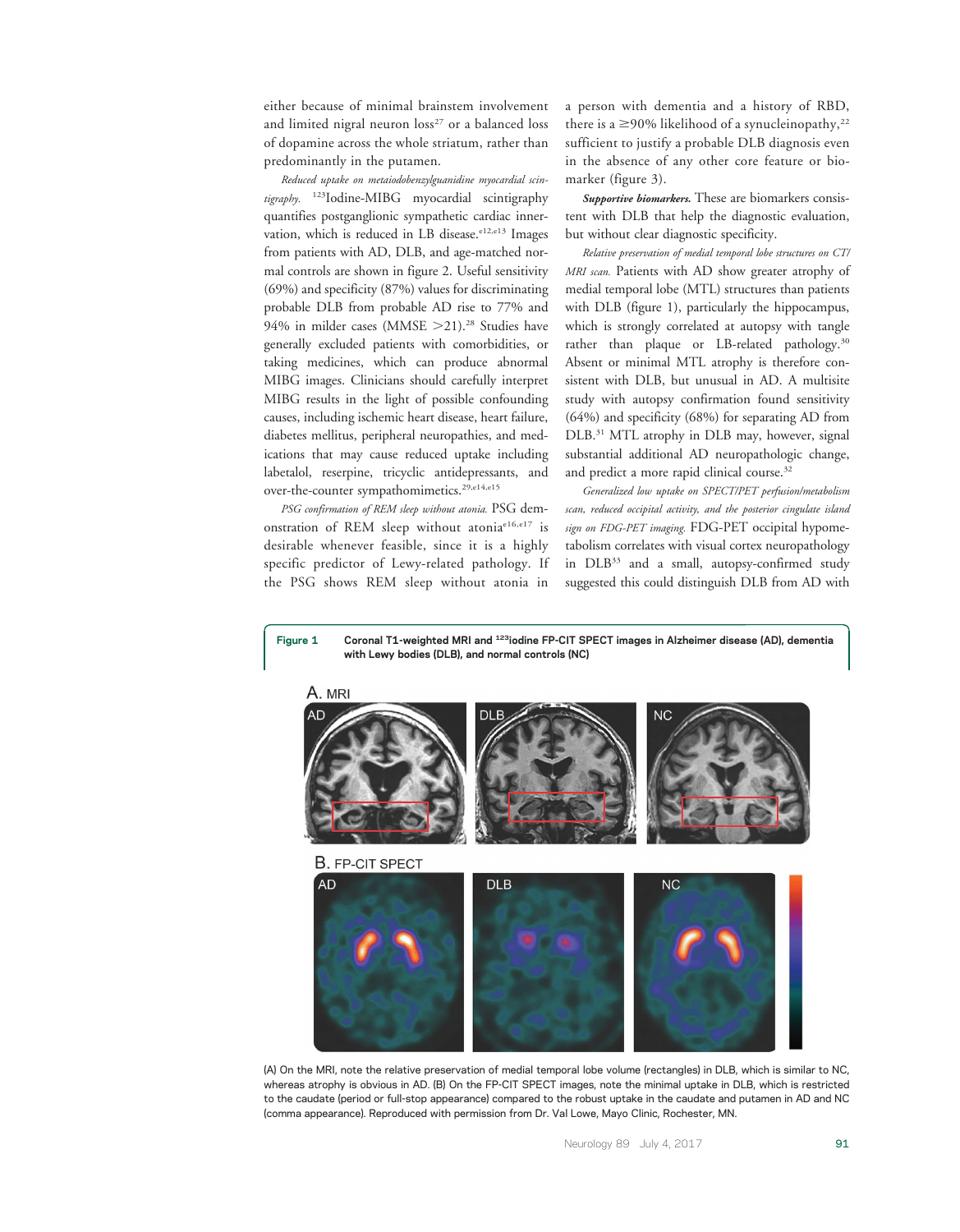either because of minimal brainstem involvement and limited nigral neuron loss[27] or a balanced loss of dopamine across the whole striatum, rather than predominantly in the putamen.

*Reduced uptake on metaiodobenzylguanidine myocardial scintigraphy.* $^{123}$Iodine-MIBG myocardial scintigraphy quantifies postganglionic sympathetic cardiac innervation, which is reduced in LB disease.[e12,e13] Images from patients with AD, DLB, and age-matched normal controls are shown in figure 2. Useful sensitivity (69%) and specificity (87%) values for discriminating probable DLB from probable AD rise to 77% and 94% in milder cases (MMSE >21).[28] Studies have generally excluded patients with comorbidities, or taking medicines, which can produce abnormal MIBG images. Clinicians should carefully interpret MIBG results in the light of possible confounding causes, including ischemic heart disease, heart failure, diabetes mellitus, peripheral neuropathies, and medications that may cause reduced uptake including labetalol, reserpine, tricyclic antidepressants, and over-the-counter sympathomimetics.[29,e14,e15]

*PSG confirmation of REM sleep without atonia.* PSG demonstration of REM sleep without atonia[e16,e17] is desirable whenever feasible, since it is a highly specific predictor of Lewy-related pathology. If the PSG shows REM sleep without atonia in a person with dementia and a history of RBD, there is a ≥90% likelihood of a synucleinopathy,[22] sufficient to justify a probable DLB diagnosis even in the absence of any other core feature or biomarker (figure 3).

***Supportive biomarkers.*** These are biomarkers consistent with DLB that help the diagnostic evaluation, but without clear diagnostic specificity.

*Relative preservation of medial temporal lobe structures on CT/MRI scan.* Patients with AD show greater atrophy of medial temporal lobe (MTL) structures than patients with DLB (figure 1), particularly the hippocampus, which is strongly correlated at autopsy with tangle rather than plaque or LB-related pathology.[30] Absent or minimal MTL atrophy is therefore consistent with DLB, but unusual in AD. A multisite study with autopsy confirmation found sensitivity (64%) and specificity (68%) for separating AD from DLB.[31] MTL atrophy in DLB may, however, signal substantial additional AD neuropathologic change, and predict a more rapid clinical course.[32]

*Generalized low uptake on SPECT/PET perfusion/metabolism scan, reduced occipital activity, and the posterior cingulate island sign on FDG-PET imaging.* FDG-PET occipital hypometabolism correlates with visual cortex neuropathology in DLB[33] and a small, autopsy-confirmed study suggested this could distinguish DLB from AD with

**Figure 1** Coronal T1-weighted MRI and $^{123}$iodine FP-CIT SPECT images in Alzheimer disease (AD), dementia with Lewy bodies (DLB), and normal controls (NC)

(A) On the MRI, note the relative preservation of medial temporal lobe volume (rectangles) in DLB, which is similar to NC, whereas atrophy is obvious in AD. (B) On the FP-CIT SPECT images, note the minimal uptake in DLB, which is restricted to the caudate (period or full-stop appearance) compared to the robust uptake in the caudate and putamen in AD and NC (comma appearance). Reproduced with permission from Dr. Val Lowe, Mayo Clinic, Rochester, MN.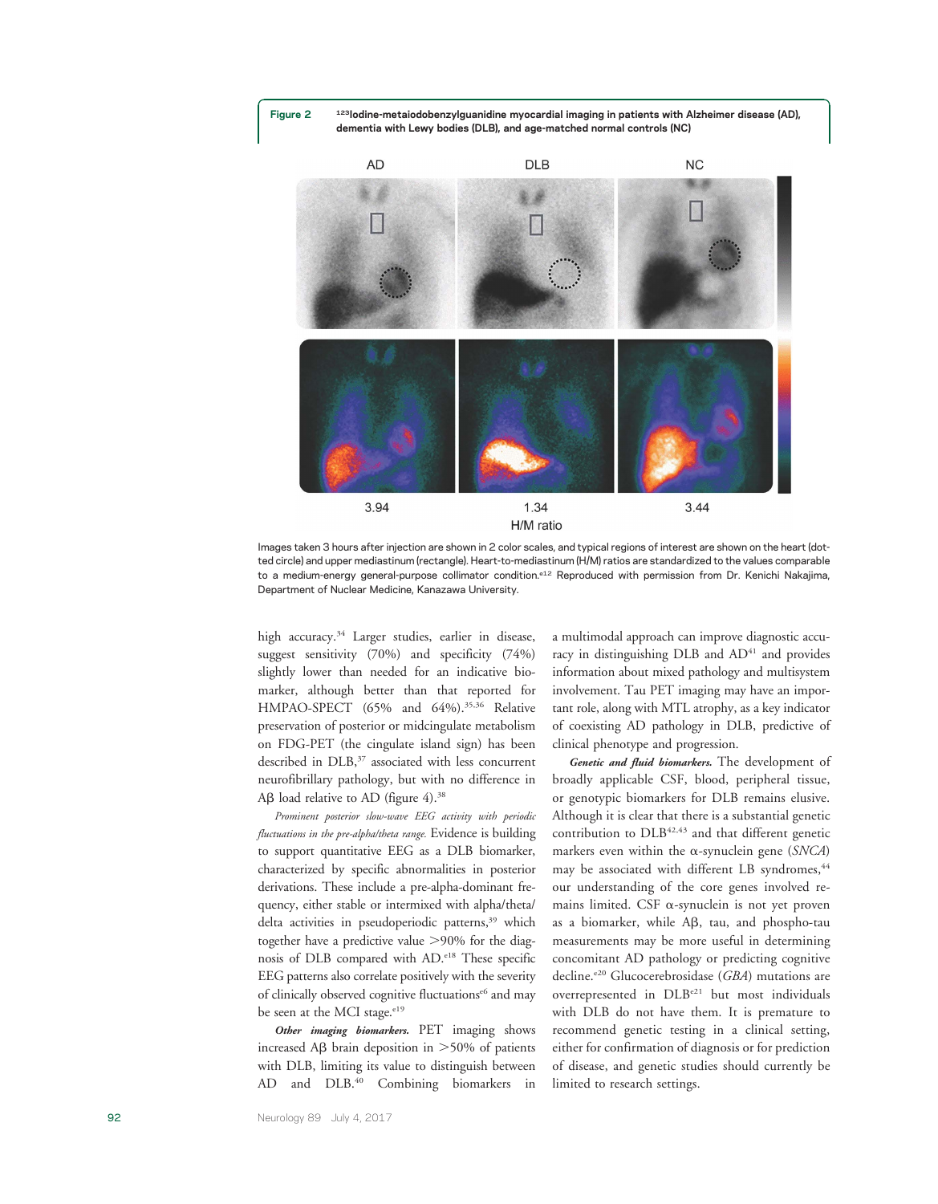**Figure 2** $^{123}$Iodine-metaiodobenzylguanidine myocardial imaging in patients with Alzheimer disease (AD), dementia with Lewy bodies (DLB), and age-matched normal controls (NC)

AD DLB NC

3.94 1.34 3.44

H/M ratio

Images taken 3 hours after injection are shown in 2 color scales, and typical regions of interest are shown on the heart (dotted circle) and upper mediastinum (rectangle). Heart-to-mediastinum (H/M) ratios are standardized to the values comparable to a medium-energy general-purpose collimator condition.[e12] Reproduced with permission from Dr. Kenichi Nakajima, Department of Nuclear Medicine, Kanazawa University.

high accuracy.[34] Larger studies, earlier in disease, suggest sensitivity (70%) and specificity (74%) slightly lower than needed for an indicative biomarker, although better than that reported for HMPAO-SPECT (65% and 64%).[35,36] Relative preservation of posterior or midcingulate metabolism on FDG-PET (the cingulate island sign) has been described in DLB,[37] associated with less concurrent neurofibrillary pathology, but with no difference in Aβ load relative to AD (figure 4).[38]

*Prominent posterior slow-wave EEG activity with periodic fluctuations in the pre-alpha/theta range.* Evidence is building to support quantitative EEG as a DLB biomarker, characterized by specific abnormalities in posterior derivations. These include a pre-alpha-dominant frequency, either stable or intermixed with alpha/theta/delta activities in pseudoperiodic patterns,[39] which together have a predictive value >90% for the diagnosis of DLB compared with AD.[e18] These specific EEG patterns also correlate positively with the severity of clinically observed cognitive fluctuations[e6] and may be seen at the MCI stage.[e19]

***Other imaging biomarkers.*** PET imaging shows increased Aβ brain deposition in >50% of patients with DLB, limiting its value to distinguish between AD and DLB.[40] Combining biomarkers in a multimodal approach can improve diagnostic accuracy in distinguishing DLB and AD[41] and provides information about mixed pathology and multisystem involvement. Tau PET imaging may have an important role, along with MTL atrophy, as a key indicator of coexisting AD pathology in DLB, predictive of clinical phenotype and progression.

***Genetic and fluid biomarkers.*** The development of broadly applicable CSF, blood, peripheral tissue, or genotypic biomarkers for DLB remains elusive. Although it is clear that there is a substantial genetic contribution to DLB[42,43] and that different genetic markers even within the α-synuclein gene (*SNCA*) may be associated with different LB syndromes,[44] our understanding of the core genes involved remains limited. CSF α-synuclein is not yet proven as a biomarker, while Aβ, tau, and phospho-tau measurements may be more useful in determining concomitant AD pathology or predicting cognitive decline.[e20] Glucocerebrosidase (*GBA*) mutations are overrepresented in DLB[e21] but most individuals with DLB do not have them. It is premature to recommend genetic testing in a clinical setting, either for confirmation of diagnosis or for prediction of disease, and genetic studies should currently be limited to research settings.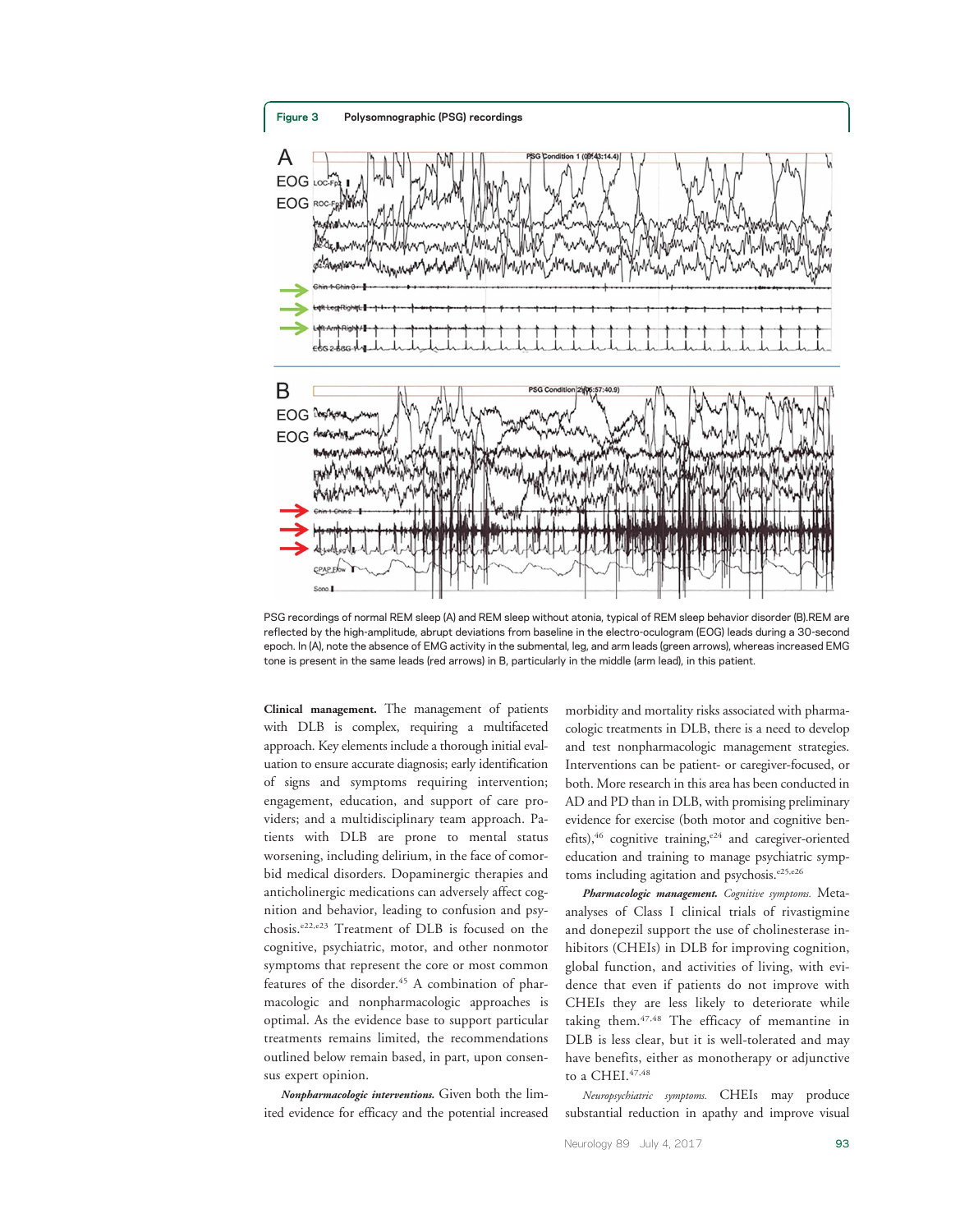**Figure 3** Polysomnographic (PSG) recordings

A

EOG

EOG

PSG Condition 1 (03:43:14.4)

B

EOG

EOG

PSG Condition 2 (05:57:40.9)

PSG recordings of normal REM sleep (A) and REM sleep without atonia, typical of REM sleep behavior disorder (B).REM are reflected by the high-amplitude, abrupt deviations from baseline in the electro-oculogram (EOG) leads during a 30-second epoch. In (A), note the absence of EMG activity in the submental, leg, and arm leads (green arrows), whereas increased EMG tone is present in the same leads (red arrows) in B, particularly in the middle (arm lead), in this patient.

**Clinical management.** The management of patients with DLB is complex, requiring a multifaceted approach. Key elements include a thorough initial evaluation to ensure accurate diagnosis; early identification of signs and symptoms requiring intervention; engagement, education, and support of care providers; and a multidisciplinary team approach. Patients with DLB are prone to mental status worsening, including delirium, in the face of comorbid medical disorders. Dopaminergic therapies and anticholinergic medications can adversely affect cognition and behavior, leading to confusion and psychosis.[e22,e23] Treatment of DLB is focused on the cognitive, psychiatric, motor, and other nonmotor symptoms that represent the core or most common features of the disorder.[45] A combination of pharmacologic and nonpharmacologic approaches is optimal. As the evidence base to support particular treatments remains limited, the recommendations outlined below remain based, in part, upon consensus expert opinion.

***Nonpharmacologic interventions.*** Given both the limited evidence for efficacy and the potential increased morbidity and mortality risks associated with pharmacologic treatments in DLB, there is a need to develop and test nonpharmacologic management strategies. Interventions can be patient- or caregiver-focused, or both. More research in this area has been conducted in AD and PD than in DLB, with promising preliminary evidence for exercise (both motor and cognitive benefits),[46] cognitive training,[e24] and caregiver-oriented education and training to manage psychiatric symptoms including agitation and psychosis.[e25,e26]

***Pharmacologic management.*** *Cognitive symptoms.* Meta-analyses of Class I clinical trials of rivastigmine and donepezil support the use of cholinesterase inhibitors (CHEIs) in DLB for improving cognition, global function, and activities of living, with evidence that even if patients do not improve with CHEIs they are less likely to deteriorate while taking them.[47,48] The efficacy of memantine in DLB is less clear, but it is well-tolerated and may have benefits, either as monotherapy or adjunctive to a CHEI.[47,48]

*Neuropsychiatric symptoms.* CHEIs may produce substantial reduction in apathy and improve visual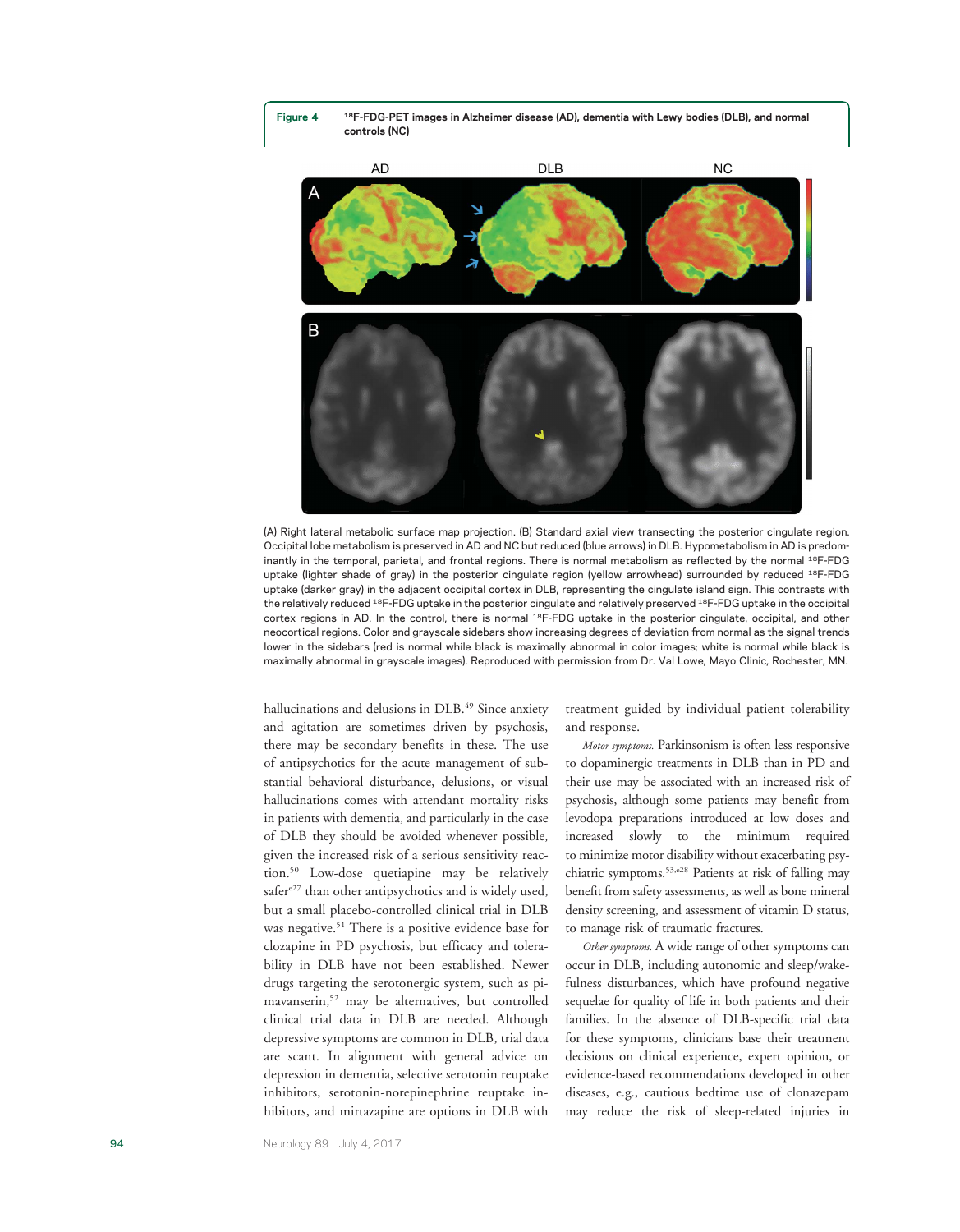**Figure 4** $^{18}$F-FDG-PET images in Alzheimer disease (AD), dementia with Lewy bodies (DLB), and normal controls (NC)

AD

DLB

NC

A

B

(A) Right lateral metabolic surface map projection. (B) Standard axial view transecting the posterior cingulate region. Occipital lobe metabolism is preserved in AD and NC but reduced (blue arrows) in DLB. Hypometabolism in AD is predominantly in the temporal, parietal, and frontal regions. There is normal metabolism as reflected by the normal $^{18}$F-FDG uptake (lighter shade of gray) in the posterior cingulate region (yellow arrowhead) surrounded by reduced $^{18}$F-FDG uptake (darker gray) in the adjacent occipital cortex in DLB, representing the cingulate island sign. This contrasts with the relatively reduced $^{18}$F-FDG uptake in the posterior cingulate and relatively preserved $^{18}$F-FDG uptake in the occipital cortex regions in AD. In the control, there is normal $^{18}$F-FDG uptake in the posterior cingulate, occipital, and other neocortical regions. Color and grayscale sidebars show increasing degrees of deviation from normal as the signal trends lower in the sidebars (red is normal while black is maximally abnormal in color images; white is normal while black is maximally abnormal in grayscale images). Reproduced with permission from Dr. Val Lowe, Mayo Clinic, Rochester, MN.

hallucinations and delusions in DLB.[49] Since anxiety and agitation are sometimes driven by psychosis, there may be secondary benefits in these. The use of antipsychotics for the acute management of substantial behavioral disturbance, delusions, or visual hallucinations comes with attendant mortality risks in patients with dementia, and particularly in the case of DLB they should be avoided whenever possible, given the increased risk of a serious sensitivity reaction.[50] Low-dose quetiapine may be relatively safer[e27] than other antipsychotics and is widely used, but a small placebo-controlled clinical trial in DLB was negative.[51] There is a positive evidence base for clozapine in PD psychosis, but efficacy and tolerability in DLB have not been established. Newer drugs targeting the serotonergic system, such as pimavanserin,[52] may be alternatives, but controlled clinical trial data in DLB are needed. Although depressive symptoms are common in DLB, trial data are scant. In alignment with general advice on depression in dementia, selective serotonin reuptake inhibitors, serotonin-norepinephrine reuptake inhibitors, and mirtazapine are options in DLB with treatment guided by individual patient tolerability and response.

*Motor symptoms.* Parkinsonism is often less responsive to dopaminergic treatments in DLB than in PD and their use may be associated with an increased risk of psychosis, although some patients may benefit from levodopa preparations introduced at low doses and increased slowly to the minimum required to minimize motor disability without exacerbating psychiatric symptoms.[53,e28] Patients at risk of falling may benefit from safety assessments, as well as bone mineral density screening, and assessment of vitamin D status, to manage risk of traumatic fractures.

*Other symptoms.* A wide range of other symptoms can occur in DLB, including autonomic and sleep/wakefulness disturbances, which have profound negative sequelae for quality of life in both patients and their families. In the absence of DLB-specific trial data for these symptoms, clinicians base their treatment decisions on clinical experience, expert opinion, or evidence-based recommendations developed in other diseases, e.g., cautious bedtime use of clonazepam may reduce the risk of sleep-related injuries in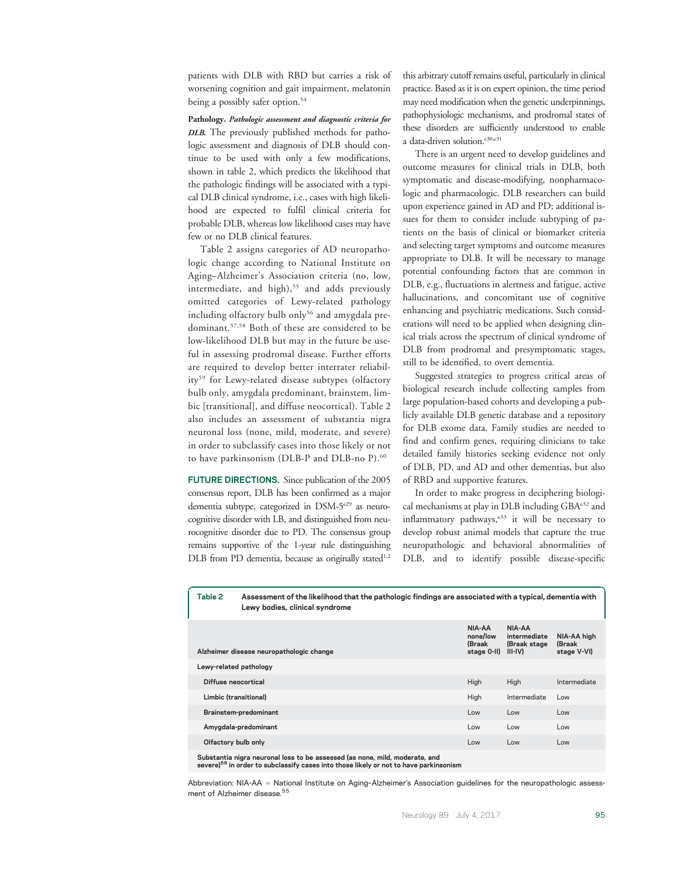patients with DLB with RBD but carries a risk of worsening cognition and gait impairment, melatonin being a possibly safer option.[54]

**Pathology.** ***Pathologic assessment and diagnostic criteria for DLB.*** The previously published methods for pathologic assessment and diagnosis of DLB should continue to be used with only a few modifications, shown in table 2, which predicts the likelihood that the pathologic findings will be associated with a typical DLB clinical syndrome, i.e., cases with high likelihood are expected to fulfil clinical criteria for probable DLB, whereas low likelihood cases may have few or no DLB clinical features.

Table 2 assigns categories of AD neuropathologic change according to National Institute on Aging–Alzheimer's Association criteria (no, low, intermediate, and high),[55] and adds previously omitted categories of Lewy-related pathology including olfactory bulb only[56] and amygdala predominant.[57,58] Both of these are considered to be low-likelihood DLB but may in the future be useful in assessing prodromal disease. Further efforts are required to develop better interrater reliability[59] for Lewy-related disease subtypes (olfactory bulb only, amygdala predominant, brainstem, limbic [transitional], and diffuse neocortical). Table 2 also includes an assessment of substantia nigra neuronal loss (none, mild, moderate, and severe) in order to subclassify cases into those likely or not to have parkinsonism (DLB-P and DLB-no P).[60]

**FUTURE DIRECTIONS.** Since publication of the 2005 consensus report, DLB has been confirmed as a major dementia subtype, categorized in DSM-5[e29] as neurocognitive disorder with LB, and distinguished from neurocognitive disorder due to PD. The consensus group remains supportive of the 1-year rule distinguishing DLB from PD dementia, because as originally stated[1,2] this arbitrary cutoff remains useful, particularly in clinical practice. Based as it is on expert opinion, the time period may need modification when the genetic underpinnings, pathophysiologic mechanisms, and prodromal states of these disorders are sufficiently understood to enable a data-driven solution.[e30,e31]

There is an urgent need to develop guidelines and outcome measures for clinical trials in DLB, both symptomatic and disease-modifying, nonpharmacologic and pharmacologic. DLB researchers can build upon experience gained in AD and PD; additional issues for them to consider include subtyping of patients on the basis of clinical or biomarker criteria and selecting target symptoms and outcome measures appropriate to DLB. It will be necessary to manage potential confounding factors that are common in DLB, e.g., fluctuations in alertness and fatigue, active hallucinations, and concomitant use of cognitive enhancing and psychiatric medications. Such considerations will need to be applied when designing clinical trials across the spectrum of clinical syndrome of DLB from prodromal and presymptomatic stages, still to be identified, to overt dementia.

Suggested strategies to progress critical areas of biological research include collecting samples from large population-based cohorts and developing a publicly available DLB genetic database and a repository for DLB exome data. Family studies are needed to find and confirm genes, requiring clinicians to take detailed family histories seeking evidence not only of DLB, PD, and AD and other dementias, but also of RBD and supportive features.

In order to make progress in deciphering biological mechanisms at play in DLB including GBA[e32] and inflammatory pathways,[e33] it will be necessary to develop robust animal models that capture the true neuropathologic and behavioral abnormalities of DLB, and to identify possible disease-specific

**Table 2** Assessment of the likelihood that the pathologic findings are associated with a typical, dementia with Lewy bodies, clinical syndrome

| Alzheimer disease neuropathologic change | NIA-AA none/low (Braak stage 0–II) | NIA-AA intermediate (Braak stage III–IV) | NIA-AA high (Braak stage V–VI) |
|---|---|---|---|
| **Lewy-related pathology** | | | |
| Diffuse neocortical | High | High | Intermediate |
| Limbic (transitional) | High | Intermediate | Low |
| Brainstem-predominant | Low | Low | Low |
| Amygdala-predominant | Low | Low | Low |
| Olfactory bulb only | Low | Low | Low |
| Substantia nigra neuronal loss to be assessed (as none, mild, moderate, and severe)[59] in order to subclassify cases into those likely or not to have parkinsonism | | | |

Abbreviation: NIA-AA = National Institute on Aging–Alzheimer's Association guidelines for the neuropathologic assessment of Alzheimer disease.[55]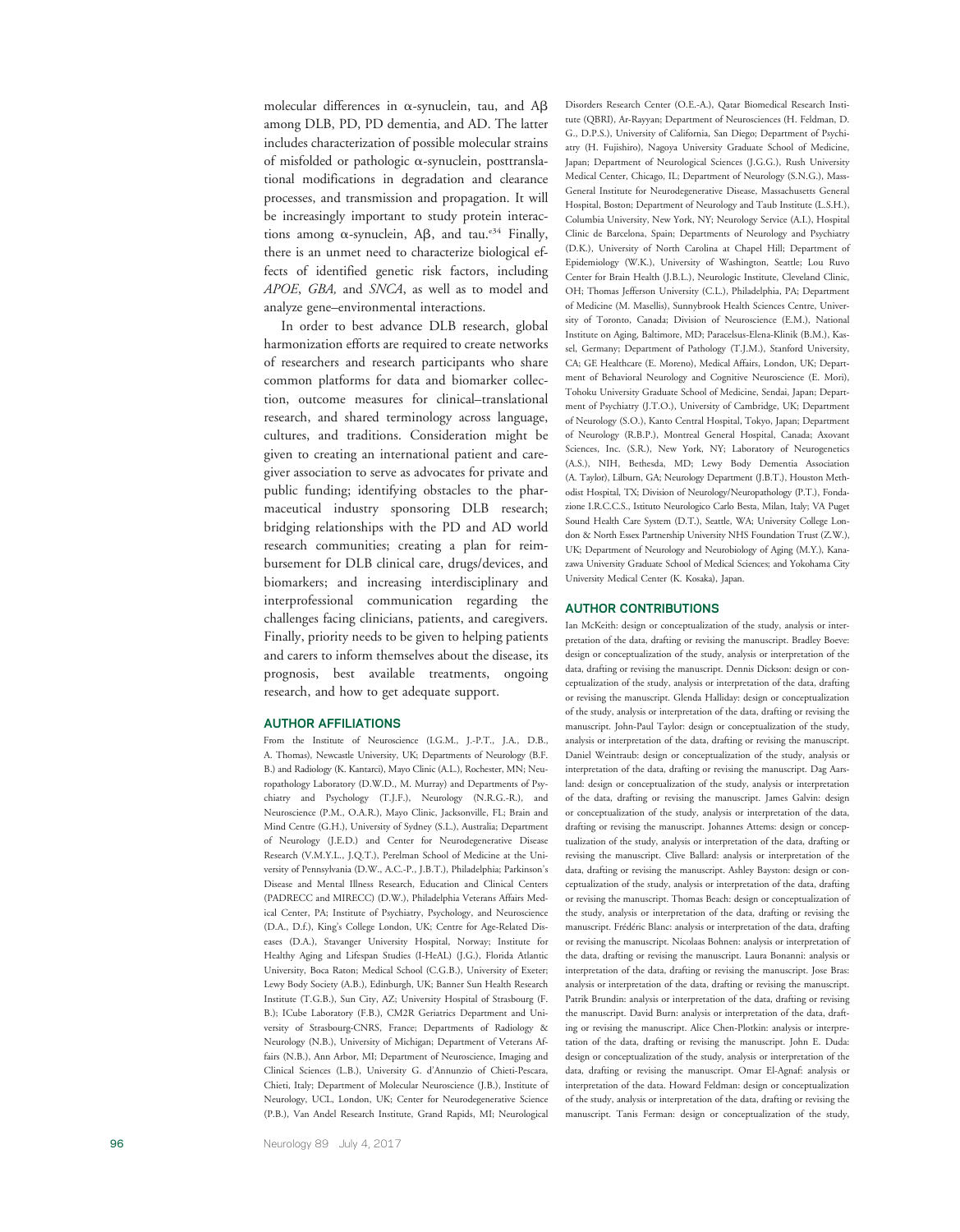molecular differences in α-synuclein, tau, and Aβ among DLB, PD, PD dementia, and AD. The latter includes characterization of possible molecular strains of misfolded or pathologic α-synuclein, posttranslational modifications in degradation and clearance processes, and transmission and propagation. It will be increasingly important to study protein interactions among α-synuclein, Aβ, and tau.[e34] Finally, there is an unmet need to characterize biological effects of identified genetic risk factors, including *APOE*, *GBA,* and *SNCA*, as well as to model and analyze gene–environmental interactions.

In order to best advance DLB research, global harmonization efforts are required to create networks of researchers and research participants who share common platforms for data and biomarker collection, outcome measures for clinical–translational research, and shared terminology across language, cultures, and traditions. Consideration might be given to creating an international patient and caregiver association to serve as advocates for private and public funding; identifying obstacles to the pharmaceutical industry sponsoring DLB research; bridging relationships with the PD and AD world research communities; creating a plan for reimbursement for DLB clinical care, drugs/devices, and biomarkers; and increasing interdisciplinary and interprofessional communication regarding the challenges facing clinicians, patients, and caregivers. Finally, priority needs to be given to helping patients and carers to inform themselves about the disease, its prognosis, best available treatments, ongoing research, and how to get adequate support.

## AUTHOR AFFILIATIONS

From the Institute of Neuroscience (I.G.M., J.-P.T., J.A., D.B., A. Thomas), Newcastle University, UK; Departments of Neurology (B.F.B.) and Radiology (K. Kantarci), Mayo Clinic (A.L.), Rochester, MN; Neuropathology Laboratory (D.W.D., M. Murray) and Departments of Psychiatry and Psychology (T.J.F.), Neurology (N.R.G.-R.), and Neuroscience (P.M., O.A.R.), Mayo Clinic, Jacksonville, FL; Brain and Mind Centre (G.H.), University of Sydney (S.L.), Australia; Department of Neurology (J.E.D.) and Center for Neurodegenerative Disease Research (V.M.Y.L., J.Q.T.), Perelman School of Medicine at the University of Pennsylvania (D.W., A.C.-P., J.B.T.), Philadelphia; Parkinson's Disease and Mental Illness Research, Education and Clinical Centers (PADRECC and MIRECC) (D.W.), Philadelphia Veterans Affairs Medical Center, PA; Institute of Psychiatry, Psychology, and Neuroscience (D.A., D.f.), King's College London, UK; Centre for Age-Related Diseases (D.A.), Stavanger University Hospital, Norway; Institute for Healthy Aging and Lifespan Studies (I-HeAL) (J.G.), Florida Atlantic University, Boca Raton; Medical School (C.G.B.), University of Exeter; Lewy Body Society (A.B.), Edinburgh, UK; Banner Sun Health Research Institute (T.G.B.), Sun City, AZ; University Hospital of Strasbourg (F.B.); ICube Laboratory (F.B.), CM2R Geriatrics Department and University of Strasbourg-CNRS, France; Departments of Radiology & Neurology (N.B.), University of Michigan; Department of Veterans Affairs (N.B.), Ann Arbor, MI; Department of Neuroscience, Imaging and Clinical Sciences (L.B.), University G. d'Annunzio of Chieti-Pescara, Chieti, Italy; Department of Molecular Neuroscience (J.B.), Institute of Neurology, UCL, London, UK; Center for Neurodegenerative Science (P.B.), Van Andel Research Institute, Grand Rapids, MI; Neurological Disorders Research Center (O.E.-A.), Qatar Biomedical Research Institute (QBRI), Ar-Rayyan; Department of Neurosciences (H. Feldman, D.G., D.P.S.), University of California, San Diego; Department of Psychiatry (H. Fujishiro), Nagoya University Graduate School of Medicine, Japan; Department of Neurological Sciences (J.G.G.), Rush University Medical Center, Chicago, IL; Department of Neurology (S.N.G.), Mass-General Institute for Neurodegenerative Disease, Massachusetts General Hospital, Boston; Department of Neurology and Taub Institute (L.S.H.), Columbia University, New York, NY; Neurology Service (A.I.), Hospital Clinic de Barcelona, Spain; Departments of Neurology and Psychiatry (D.K.), University of North Carolina at Chapel Hill; Department of Epidemiology (W.K.), University of Washington, Seattle; Lou Ruvo Center for Brain Health (J.B.L.), Neurologic Institute, Cleveland Clinic, OH; Thomas Jefferson University (C.L.), Philadelphia, PA; Department of Medicine (M. Masellis), Sunnybrook Health Sciences Centre, University of Toronto, Canada; Division of Neuroscience (E.M.), National Institute on Aging, Baltimore, MD; Paracelsus-Elena-Klinik (B.M.), Kassel, Germany; Department of Pathology (T.J.M.), Stanford University, CA; GE Healthcare (E. Moreno), Medical Affairs, London, UK; Department of Behavioral Neurology and Cognitive Neuroscience (E. Mori), Tohoku University Graduate School of Medicine, Sendai, Japan; Department of Psychiatry (J.T.O.), University of Cambridge, UK; Department of Neurology (S.O.), Kanto Central Hospital, Tokyo, Japan; Department of Neurology (R.B.P.), Montreal General Hospital, Canada; Axovant Sciences, Inc. (S.R.), New York, NY; Laboratory of Neurogenetics (A.S.), NIH, Bethesda, MD; Lewy Body Dementia Association (A. Taylor), Lilburn, GA; Neurology Department (J.B.T.), Houston Methodist Hospital, TX; Division of Neurology/Neuropathology (P.T.), Fondazione I.R.C.C.S., Istituto Neurologico Carlo Besta, Milan, Italy; VA Puget Sound Health Care System (D.T.), Seattle, WA; University College London & North Essex Partnership University NHS Foundation Trust (Z.W.), UK; Department of Neurology and Neurobiology of Aging (M.Y.), Kanazawa University Graduate School of Medical Sciences; and Yokohama City University Medical Center (K. Kosaka), Japan.

## AUTHOR CONTRIBUTIONS

Ian McKeith: design or conceptualization of the study, analysis or interpretation of the data, drafting or revising the manuscript. Bradley Boeve: design or conceptualization of the study, analysis or interpretation of the data, drafting or revising the manuscript. Dennis Dickson: design or conceptualization of the study, analysis or interpretation of the data, drafting or revising the manuscript. Glenda Halliday: design or conceptualization of the study, analysis or interpretation of the data, drafting or revising the manuscript. John-Paul Taylor: design or conceptualization of the study, analysis or interpretation of the data, drafting or revising the manuscript. Daniel Weintraub: design or conceptualization of the study, analysis or interpretation of the data, drafting or revising the manuscript. Dag Aarsland: design or conceptualization of the study, analysis or interpretation of the data, drafting or revising the manuscript. James Galvin: design or conceptualization of the study, analysis or interpretation of the data, drafting or revising the manuscript. Johannes Attems: design or conceptualization of the study, analysis or interpretation of the data, drafting or revising the manuscript. Clive Ballard: analysis or interpretation of the data, drafting or revising the manuscript. Ashley Bayston: design or conceptualization of the study, analysis or interpretation of the data, drafting or revising the manuscript. Thomas Beach: design or conceptualization of the study, analysis or interpretation of the data, drafting or revising the manuscript. Frédéric Blanc: analysis or interpretation of the data, drafting or revising the manuscript. Nicolaas Bohnen: analysis or interpretation of the data, drafting or revising the manuscript. Laura Bonanni: analysis or interpretation of the data, drafting or revising the manuscript. Jose Bras: analysis or interpretation of the data, drafting or revising the manuscript. Patrik Brundin: analysis or interpretation of the data, drafting or revising the manuscript. David Burn: analysis or interpretation of the data, drafting or revising the manuscript. Alice Chen-Plotkin: analysis or interpretation of the data, drafting or revising the manuscript. John E. Duda: design or conceptualization of the study, analysis or interpretation of the data, drafting or revising the manuscript. Omar El-Agnaf: analysis or interpretation of the data. Howard Feldman: design or conceptualization of the study, analysis or interpretation of the data, drafting or revising the manuscript. Tanis Ferman: design or conceptualization of the study,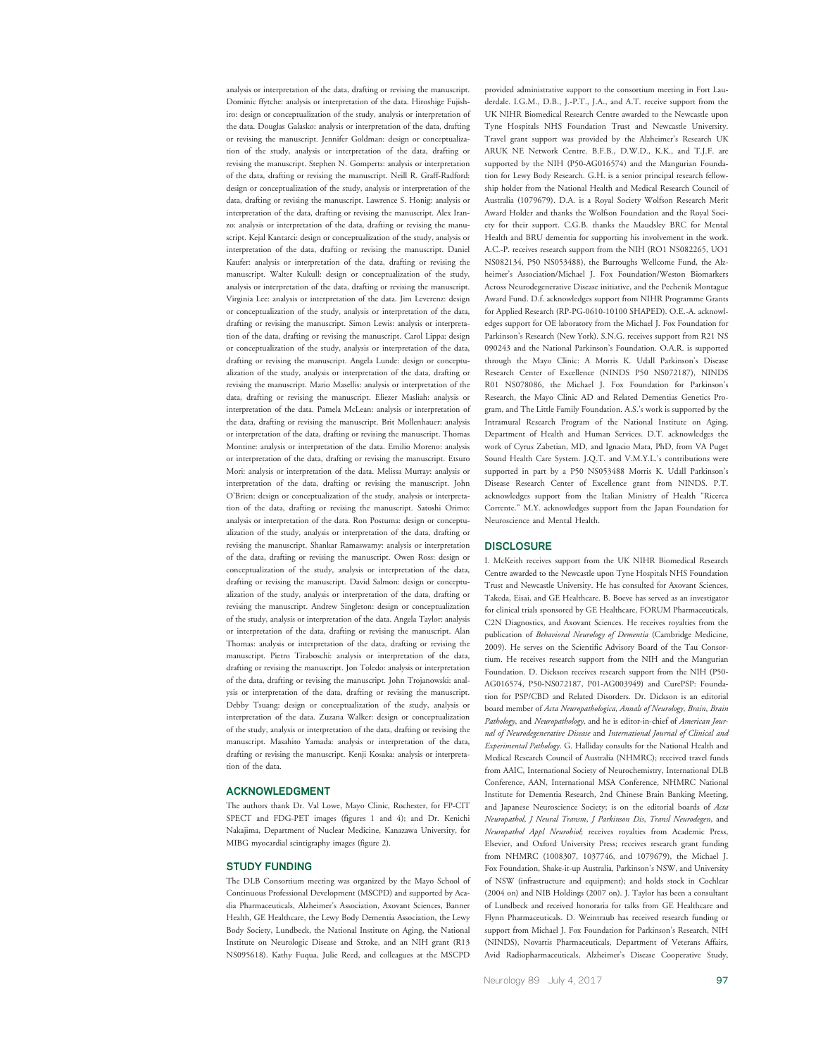analysis or interpretation of the data, drafting or revising the manuscript. Dominic ffytche: analysis or interpretation of the data. Hiroshige Fujishiro: design or conceptualization of the study, analysis or interpretation of the data. Douglas Galasko: analysis or interpretation of the data, drafting or revising the manuscript. Jennifer Goldman: design or conceptualization of the study, analysis or interpretation of the data, drafting or revising the manuscript. Stephen N. Gomperts: analysis or interpretation of the data, drafting or revising the manuscript. Neill R. Graff-Radford: design or conceptualization of the study, analysis or interpretation of the data, drafting or revising the manuscript. Lawrence S. Honig: analysis or interpretation of the data, drafting or revising the manuscript. Alex Iranzo: analysis or interpretation of the data, drafting or revising the manuscript. Kejal Kantarci: design or conceptualization of the study, analysis or interpretation of the data, drafting or revising the manuscript. Daniel Kaufer: analysis or interpretation of the data, drafting or revising the manuscript. Walter Kukull: design or conceptualization of the study, analysis or interpretation of the data, drafting or revising the manuscript. Virginia Lee: analysis or interpretation of the data. Jim Leverenz: design or conceptualization of the study, analysis or interpretation of the data, drafting or revising the manuscript. Simon Lewis: analysis or interpretation of the data, drafting or revising the manuscript. Carol Lippa: design or conceptualization of the study, analysis or interpretation of the data, drafting or revising the manuscript. Angela Lunde: design or conceptualization of the study, analysis or interpretation of the data, drafting or revising the manuscript. Mario Masellis: analysis or interpretation of the data, drafting or revising the manuscript. Eliezer Masliah: analysis or interpretation of the data. Pamela McLean: analysis or interpretation of the data, drafting or revising the manuscript. Brit Mollenhauer: analysis or interpretation of the data, drafting or revising the manuscript. Thomas Montine: analysis or interpretation of the data. Emilio Moreno: analysis or interpretation of the data, drafting or revising the manuscript. Etsuro Mori: analysis or interpretation of the data. Melissa Murray: analysis or interpretation of the data, drafting or revising the manuscript. John O'Brien: design or conceptualization of the study, analysis or interpretation of the data, drafting or revising the manuscript. Satoshi Orimo: analysis or interpretation of the data. Ron Postuma: design or conceptualization of the study, analysis or interpretation of the data, drafting or revising the manuscript. Shankar Ramaswamy: analysis or interpretation of the data, drafting or revising the manuscript. Owen Ross: design or conceptualization of the study, analysis or interpretation of the data, drafting or revising the manuscript. David Salmon: design or conceptualization of the study, analysis or interpretation of the data, drafting or revising the manuscript. Andrew Singleton: design or conceptualization of the study, analysis or interpretation of the data. Angela Taylor: analysis or interpretation of the data, drafting or revising the manuscript. Alan Thomas: analysis or interpretation of the data, drafting or revising the manuscript. Pietro Tiraboschi: analysis or interpretation of the data, drafting or revising the manuscript. Jon Toledo: analysis or interpretation of the data, drafting or revising the manuscript. John Trojanowski: analysis or interpretation of the data, drafting or revising the manuscript. Debby Tsuang: design or conceptualization of the study, analysis or interpretation of the data. Zuzana Walker: design or conceptualization of the study, analysis or interpretation of the data, drafting or revising the manuscript. Masahito Yamada: analysis or interpretation of the data, drafting or revising the manuscript. Kenji Kosaka: analysis or interpretation of the data.

## ACKNOWLEDGMENT

The authors thank Dr. Val Lowe, Mayo Clinic, Rochester, for FP-CIT SPECT and FDG-PET images (figures 1 and 4); and Dr. Kenichi Nakajima, Department of Nuclear Medicine, Kanazawa University, for MIBG myocardial scintigraphy images (figure 2).

## STUDY FUNDING

The DLB Consortium meeting was organized by the Mayo School of Continuous Professional Development (MSCPD) and supported by Acadia Pharmaceuticals, Alzheimer's Association, Axovant Sciences, Banner Health, GE Healthcare, the Lewy Body Dementia Association, the Lewy Body Society, Lundbeck, the National Institute on Aging, the National Institute on Neurologic Disease and Stroke, and an NIH grant (R13 NS095618). Kathy Fuqua, Julie Reed, and colleagues at the MSCPD provided administrative support to the consortium meeting in Fort Lauderdale. I.G.M., D.B., J.-P.T., J.A., and A.T. receive support from the UK NIHR Biomedical Research Centre awarded to the Newcastle upon Tyne Hospitals NHS Foundation Trust and Newcastle University. Travel grant support was provided by the Alzheimer's Research UK ARUK NE Network Centre. B.F.B., D.W.D., K.K., and T.J.F. are supported by the NIH (P50-AG016574) and the Mangurian Foundation for Lewy Body Research. G.H. is a senior principal research fellowship holder from the National Health and Medical Research Council of Australia (1079679). D.A. is a Royal Society Wolfson Research Merit Award Holder and thanks the Wolfson Foundation and the Royal Society for their support. C.G.B. thanks the Maudsley BRC for Mental Health and BRU dementia for supporting his involvement in the work. A.C.-P. receives research support from the NIH (RO1 NS082265, UO1 NS082134, P50 NS053488), the Burroughs Wellcome Fund, the Alzheimer's Association/Michael J. Fox Foundation/Weston Biomarkers Across Neurodegenerative Disease initiative, and the Pechenik Montague Award Fund. D.f. acknowledges support from NIHR Programme Grants for Applied Research (RP-PG-0610-10100 SHAPED). O.E.-A. acknowledges support for OE laboratory from the Michael J. Fox Foundation for Parkinson's Research (New York). S.N.G. receives support from R21 NS 090243 and the National Parkinson's Foundation. O.A.R. is supported through the Mayo Clinic: A Morris K. Udall Parkinson's Disease Research Center of Excellence (NINDS P50 NS072187), NINDS R01 NS078086, the Michael J. Fox Foundation for Parkinson's Research, the Mayo Clinic AD and Related Dementias Genetics Program, and The Little Family Foundation. A.S.'s work is supported by the Intramural Research Program of the National Institute on Aging, Department of Health and Human Services. D.T. acknowledges the work of Cyrus Zabetian, MD, and Ignacio Mata, PhD, from VA Puget Sound Health Care System. J.Q.T. and V.M.Y.L.'s contributions were supported in part by a P50 NS053488 Morris K. Udall Parkinson's Disease Research Center of Excellence grant from NINDS. P.T. acknowledges support from the Italian Ministry of Health "Ricerca Corrente." M.Y. acknowledges support from the Japan Foundation for Neuroscience and Mental Health.

## DISCLOSURE

I. McKeith receives support from the UK NIHR Biomedical Research Centre awarded to the Newcastle upon Tyne Hospitals NHS Foundation Trust and Newcastle University. He has consulted for Axovant Sciences, Takeda, Eisai, and GE Healthcare. B. Boeve has served as an investigator for clinical trials sponsored by GE Healthcare, FORUM Pharmaceuticals, C2N Diagnostics, and Axovant Sciences. He receives royalties from the publication of *Behavioral Neurology of Dementia* (Cambridge Medicine, 2009). He serves on the Scientific Advisory Board of the Tau Consortium. He receives research support from the NIH and the Mangurian Foundation. D. Dickson receives research support from the NIH (P50-AG016574, P50-NS072187, P01-AG003949) and CurePSP: Foundation for PSP/CBD and Related Disorders. Dr. Dickson is an editorial board member of *Acta Neuropathologica*, *Annals of Neurology*, *Brain*, *Brain Pathology*, and *Neuropathology*, and he is editor-in-chief of *American Journal of Neurodegenerative Disease* and *International Journal of Clinical and Experimental Pathology*. G. Halliday consults for the National Health and Medical Research Council of Australia (NHMRC); received travel funds from AAIC, International Society of Neurochemistry, International DLB Conference, AAN, International MSA Conference, NHMRC National Institute for Dementia Research, 2nd Chinese Brain Banking Meeting, and Japanese Neuroscience Society; is on the editorial boards of *Acta Neuropathol*, *J Neural Transm*, *J Parkinson Dis*, *Transl Neurodegen*, and *Neuropathol Appl Neurobiol*; receives royalties from Academic Press, Elsevier, and Oxford University Press; receives research grant funding from NHMRC (1008307, 1037746, and 1079679), the Michael J. Fox Foundation, Shake-it-up Australia, Parkinson's NSW, and University of NSW (infrastructure and equipment); and holds stock in Cochlear (2004 on) and NIB Holdings (2007 on). J. Taylor has been a consultant of Lundbeck and received honoraria for talks from GE Healthcare and Flynn Pharmaceuticals. D. Weintraub has received research funding or support from Michael J. Fox Foundation for Parkinson's Research, NIH (NINDS), Novartis Pharmaceuticals, Department of Veterans Affairs, Avid Radiopharmaceuticals, Alzheimer's Disease Cooperative Study,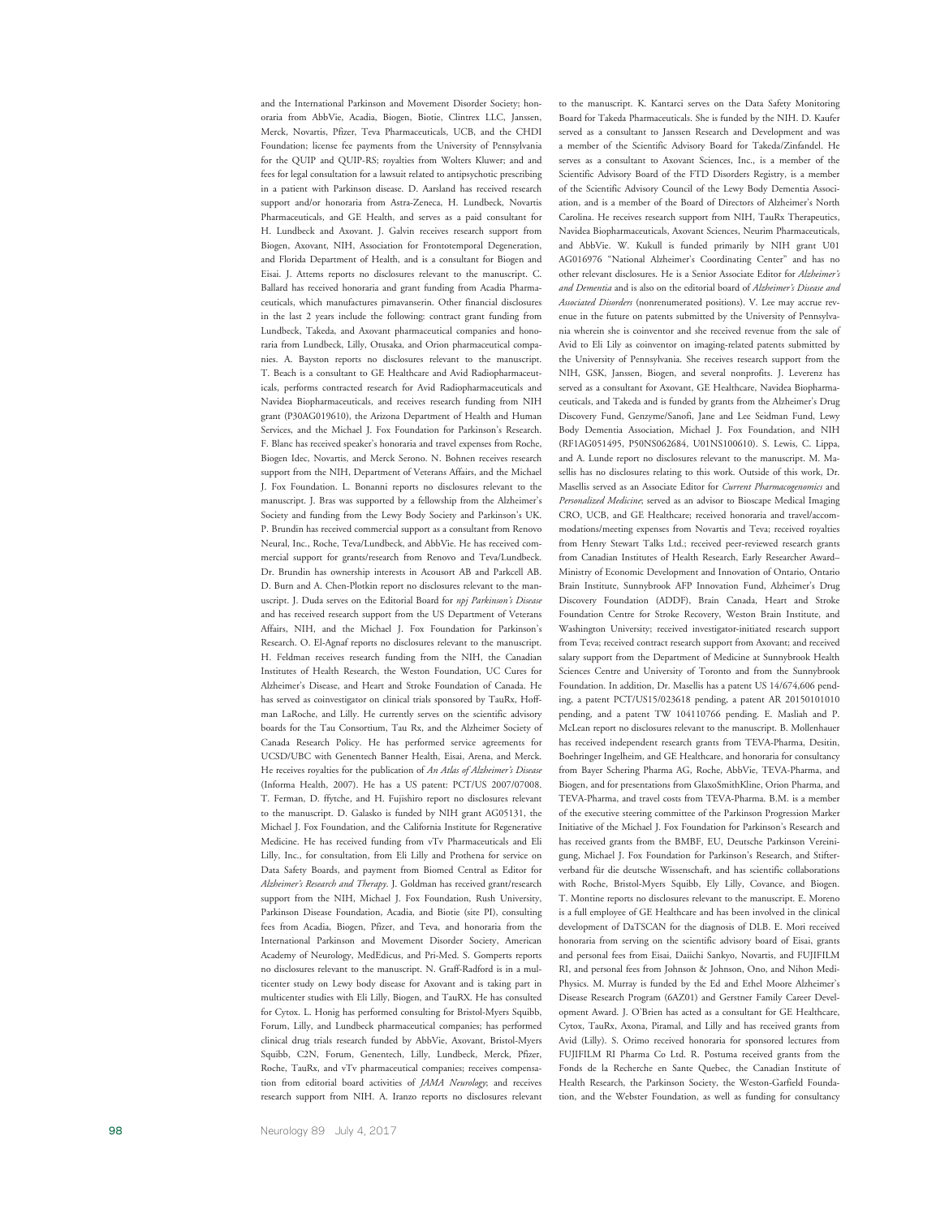and the International Parkinson and Movement Disorder Society; honoraria from AbbVie, Acadia, Biogen, Biotie, Clintrex LLC, Janssen, Merck, Novartis, Pfizer, Teva Pharmaceuticals, UCB, and the CHDI Foundation; license fee payments from the University of Pennsylvania for the QUIP and QUIP-RS; royalties from Wolters Kluwer; and and fees for legal consultation for a lawsuit related to antipsychotic prescribing in a patient with Parkinson disease. D. Aarsland has received research support and/or honoraria from Astra-Zeneca, H. Lundbeck, Novartis Pharmaceuticals, and GE Health, and serves as a paid consultant for H. Lundbeck and Axovant. J. Galvin receives research support from Biogen, Axovant, NIH, Association for Frontotemporal Degeneration, and Florida Department of Health, and is a consultant for Biogen and Eisai. J. Attems reports no disclosures relevant to the manuscript. C. Ballard has received honoraria and grant funding from Acadia Pharmaceuticals, which manufactures pimavanserin. Other financial disclosures in the last 2 years include the following: contract grant funding from Lundbeck, Takeda, and Axovant pharmaceutical companies and honoraria from Lundbeck, Lilly, Otusaka, and Orion pharmaceutical companies. A. Bayston reports no disclosures relevant to the manuscript. T. Beach is a consultant to GE Healthcare and Avid Radiopharmaceuticals, performs contracted research for Avid Radiopharmaceuticals and Navidea Biopharmaceuticals, and receives research funding from NIH grant (P30AG019610), the Arizona Department of Health and Human Services, and the Michael J. Fox Foundation for Parkinson's Research. F. Blanc has received speaker's honoraria and travel expenses from Roche, Biogen Idec, Novartis, and Merck Serono. N. Bohnen receives research support from the NIH, Department of Veterans Affairs, and the Michael J. Fox Foundation. L. Bonanni reports no disclosures relevant to the manuscript. J. Bras was supported by a fellowship from the Alzheimer's Society and funding from the Lewy Body Society and Parkinson's UK. P. Brundin has received commercial support as a consultant from Renovo Neural, Inc., Roche, Teva/Lundbeck, and AbbVie. He has received commercial support for grants/research from Renovo and Teva/Lundbeck. Dr. Brundin has ownership interests in Acousort AB and Parkcell AB. D. Burn and A. Chen-Plotkin report no disclosures relevant to the manuscript. J. Duda serves on the Editorial Board for *npj Parkinson's Disease* and has received research support from the US Department of Veterans Affairs, NIH, and the Michael J. Fox Foundation for Parkinson's Research. O. El-Agnaf reports no disclosures relevant to the manuscript. H. Feldman receives research funding from the NIH, the Canadian Institutes of Health Research, the Weston Foundation, UC Cures for Alzheimer's Disease, and Heart and Stroke Foundation of Canada. He has served as coinvestigator on clinical trials sponsored by TauRx, Hoffman LaRoche, and Lilly. He currently serves on the scientific advisory boards for the Tau Consortium, Tau Rx, and the Alzheimer Society of Canada Research Policy. He has performed service agreements for UCSD/UBC with Genentech Banner Health, Eisai, Arena, and Merck. He receives royalties for the publication of *An Atlas of Alzheimer's Disease* (Informa Health, 2007). He has a US patent: PCT/US 2007/07008. T. Ferman, D. ffytche, and H. Fujishiro report no disclosures relevant to the manuscript. D. Galasko is funded by NIH grant AG05131, the Michael J. Fox Foundation, and the California Institute for Regenerative Medicine. He has received funding from vTv Pharmaceuticals and Eli Lilly, Inc., for consultation, from Eli Lilly and Prothena for service on Data Safety Boards, and payment from Biomed Central as Editor for *Alzheimer's Research and Therapy*. J. Goldman has received grant/research support from the NIH, Michael J. Fox Foundation, Rush University, Parkinson Disease Foundation, Acadia, and Biotie (site PI), consulting fees from Acadia, Biogen, Pfizer, and Teva, and honoraria from the International Parkinson and Movement Disorder Society, American Academy of Neurology, MedEdicus, and Pri-Med. S. Gomperts reports no disclosures relevant to the manuscript. N. Graff-Radford is in a multicenter study on Lewy body disease for Axovant and is taking part in multicenter studies with Eli Lilly, Biogen, and TauRX. He has consulted for Cytox. L. Honig has performed consulting for Bristol-Myers Squibb, Forum, Lilly, and Lundbeck pharmaceutical companies; has performed clinical drug trials research funded by AbbVie, Axovant, Bristol-Myers Squibb, C2N, Forum, Genentech, Lilly, Lundbeck, Merck, Pfizer, Roche, TauRx, and vTv pharmaceutical companies; receives compensation from editorial board activities of *JAMA Neurology*; and receives research support from NIH. A. Iranzo reports no disclosures relevant to the manuscript. K. Kantarci serves on the Data Safety Monitoring Board for Takeda Pharmaceuticals. She is funded by the NIH. D. Kaufer served as a consultant to Janssen Research and Development and was a member of the Scientific Advisory Board for Takeda/Zinfandel. He serves as a consultant to Axovant Sciences, Inc., is a member of the Scientific Advisory Board of the FTD Disorders Registry, is a member of the Scientific Advisory Council of the Lewy Body Dementia Association, and is a member of the Board of Directors of Alzheimer's North Carolina. He receives research support from NIH, TauRx Therapeutics, Navidea Biopharmaceuticals, Axovant Sciences, Neurim Pharmaceuticals, and AbbVie. W. Kukull is funded primarily by NIH grant U01 AG016976 "National Alzheimer's Coordinating Center" and has no other relevant disclosures. He is a Senior Associate Editor for *Alzheimer's and Dementia* and is also on the editorial board of *Alzheimer's Disease and Associated Disorders* (nonrenumerated positions). V. Lee may accrue revenue in the future on patents submitted by the University of Pennsylvania wherein she is coinventor and she received revenue from the sale of Avid to Eli Lily as coinventor on imaging-related patents submitted by the University of Pennsylvania. She receives research support from the NIH, GSK, Janssen, Biogen, and several nonprofits. J. Leverenz has served as a consultant for Axovant, GE Healthcare, Navidea Biopharmaceuticals, and Takeda and is funded by grants from the Alzheimer's Drug Discovery Fund, Genzyme/Sanofi, Jane and Lee Seidman Fund, Lewy Body Dementia Association, Michael J. Fox Foundation, and NIH (RF1AG051495, P50NS062684, U01NS100610). S. Lewis, C. Lippa, and A. Lunde report no disclosures relevant to the manuscript. M. Masellis has no disclosures relating to this work. Outside of this work, Dr. Masellis served as an Associate Editor for *Current Pharmacogenomics* and *Personalized Medicine*; served as an advisor to Bioscape Medical Imaging CRO, UCB, and GE Healthcare; received honoraria and travel/accommodations/meeting expenses from Novartis and Teva; received royalties from Henry Stewart Talks Ltd.; received peer-reviewed research grants from Canadian Institutes of Health Research, Early Researcher Award–Ministry of Economic Development and Innovation of Ontario, Ontario Brain Institute, Sunnybrook AFP Innovation Fund, Alzheimer's Drug Discovery Foundation (ADDF), Brain Canada, Heart and Stroke Foundation Centre for Stroke Recovery, Weston Brain Institute, and Washington University; received investigator-initiated research support from Teva; received contract research support from Axovant; and received salary support from the Department of Medicine at Sunnybrook Health Sciences Centre and University of Toronto and from the Sunnybrook Foundation. In addition, Dr. Masellis has a patent US 14/674,606 pending, a patent PCT/US15/023618 pending, a patent AR 20150101010 pending, and a patent TW 104110766 pending. E. Masliah and P. McLean report no disclosures relevant to the manuscript. B. Mollenhauer has received independent research grants from TEVA-Pharma, Desitin, Boehringer Ingelheim, and GE Healthcare, and honoraria for consultancy from Bayer Schering Pharma AG, Roche, AbbVie, TEVA-Pharma, and Biogen, and for presentations from GlaxoSmithKline, Orion Pharma, and TEVA-Pharma, and travel costs from TEVA-Pharma. B.M. is a member of the executive steering committee of the Parkinson Progression Marker Initiative of the Michael J. Fox Foundation for Parkinson's Research and has received grants from the BMBF, EU, Deutsche Parkinson Vereinigung, Michael J. Fox Foundation for Parkinson's Research, and Stifterverband für die deutsche Wissenschaft, and has scientific collaborations with Roche, Bristol-Myers Squibb, Ely Lilly, Covance, and Biogen. T. Montine reports no disclosures relevant to the manuscript. E. Moreno is a full employee of GE Healthcare and has been involved in the clinical development of DaTSCAN for the diagnosis of DLB. E. Mori received honoraria from serving on the scientific advisory board of Eisai, grants and personal fees from Eisai, Daiichi Sankyo, Novartis, and FUJIFILM RI, and personal fees from Johnson & Johnson, Ono, and Nihon Medi-Physics. M. Murray is funded by the Ed and Ethel Moore Alzheimer's Disease Research Program (6AZ01) and Gerstner Family Career Development Award. J. O'Brien has acted as a consultant for GE Healthcare, Cytox, TauRx, Axona, Piramal, and Lilly and has received grants from Avid (Lilly). S. Orimo received honoraria for sponsored lectures from FUJIFILM RI Pharma Co Ltd. R. Postuma received grants from the Fonds de la Recherche en Sante Quebec, the Canadian Institute of Health Research, the Parkinson Society, the Weston-Garfield Foundation, and the Webster Foundation, as well as funding for consultancy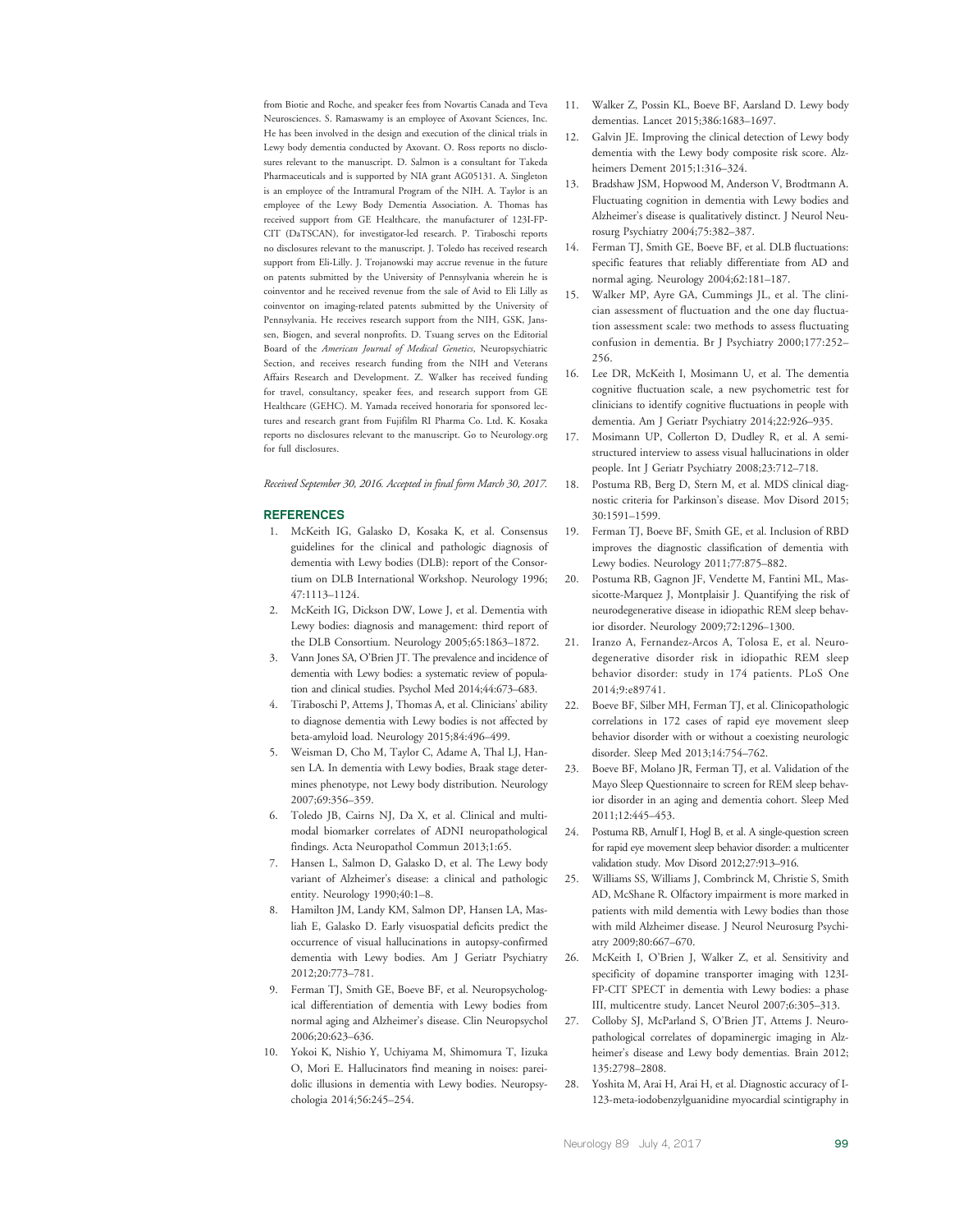from Biotie and Roche, and speaker fees from Novartis Canada and Teva Neurosciences. S. Ramaswamy is an employee of Axovant Sciences, Inc. He has been involved in the design and execution of the clinical trials in Lewy body dementia conducted by Axovant. O. Ross reports no disclosures relevant to the manuscript. D. Salmon is a consultant for Takeda Pharmaceuticals and is supported by NIA grant AG05131. A. Singleton is an employee of the Intramural Program of the NIH. A. Taylor is an employee of the Lewy Body Dementia Association. A. Thomas has received support from GE Healthcare, the manufacturer of 123I-FP-CIT (DaTSCAN), for investigator-led research. P. Tiraboschi reports no disclosures relevant to the manuscript. J. Toledo has received research support from Eli-Lilly. J. Trojanowski may accrue revenue in the future on patents submitted by the University of Pennsylvania wherein he is coinventor and he received revenue from the sale of Avid to Eli Lilly as coinventor on imaging-related patents submitted by the University of Pennsylvania. He receives research support from the NIH, GSK, Janssen, Biogen, and several nonprofits. D. Tsuang serves on the Editorial Board of the *American Journal of Medical Genetics*, Neuropsychiatric Section, and receives research funding from the NIH and Veterans Affairs Research and Development. Z. Walker has received funding for travel, consultancy, speaker fees, and research support from GE Healthcare (GEHC). M. Yamada received honoraria for sponsored lectures and research grant from Fujifilm RI Pharma Co. Ltd. K. Kosaka reports no disclosures relevant to the manuscript. Go to Neurology.org for full disclosures.

*Received September 30, 2016. Accepted in final form March 30, 2017.*

## REFERENCES

1. McKeith IG, Galasko D, Kosaka K, et al. Consensus guidelines for the clinical and pathologic diagnosis of dementia with Lewy bodies (DLB): report of the Consortium on DLB International Workshop. Neurology 1996;47:1113–1124.
2. McKeith IG, Dickson DW, Lowe J, et al. Dementia with Lewy bodies: diagnosis and management: third report of the DLB Consortium. Neurology 2005;65:1863–1872.
3. Vann Jones SA, O'Brien JT. The prevalence and incidence of dementia with Lewy bodies: a systematic review of population and clinical studies. Psychol Med 2014;44:673–683.
4. Tiraboschi P, Attems J, Thomas A, et al. Clinicians' ability to diagnose dementia with Lewy bodies is not affected by beta-amyloid load. Neurology 2015;84:496–499.
5. Weisman D, Cho M, Taylor C, Adame A, Thal LJ, Hansen LA. In dementia with Lewy bodies, Braak stage determines phenotype, not Lewy body distribution. Neurology 2007;69:356–359.
6. Toledo JB, Cairns NJ, Da X, et al. Clinical and multimodal biomarker correlates of ADNI neuropathological findings. Acta Neuropathol Commun 2013;1:65.
7. Hansen L, Salmon D, Galasko D, et al. The Lewy body variant of Alzheimer's disease: a clinical and pathologic entity. Neurology 1990;40:1–8.
8. Hamilton JM, Landy KM, Salmon DP, Hansen LA, Masliah E, Galasko D. Early visuospatial deficits predict the occurrence of visual hallucinations in autopsy-confirmed dementia with Lewy bodies. Am J Geriatr Psychiatry 2012;20:773–781.
9. Ferman TJ, Smith GE, Boeve BF, et al. Neuropsychological differentiation of dementia with Lewy bodies from normal aging and Alzheimer's disease. Clin Neuropsychol 2006;20:623–636.
10. Yokoi K, Nishio Y, Uchiyama M, Shimomura T, Iizuka O, Mori E. Hallucinators find meaning in noises: pareidolic illusions in dementia with Lewy bodies. Neuropsychologia 2014;56:245–254.
11. Walker Z, Possin KL, Boeve BF, Aarsland D. Lewy body dementias. Lancet 2015;386:1683–1697.
12. Galvin JE. Improving the clinical detection of Lewy body dementia with the Lewy body composite risk score. Alzheimers Dement 2015;1:316–324.
13. Bradshaw JSM, Hopwood M, Anderson V, Brodtmann A. Fluctuating cognition in dementia with Lewy bodies and Alzheimer's disease is qualitatively distinct. J Neurol Neurosurg Psychiatry 2004;75:382–387.
14. Ferman TJ, Smith GE, Boeve BF, et al. DLB fluctuations: specific features that reliably differentiate from AD and normal aging. Neurology 2004;62:181–187.
15. Walker MP, Ayre GA, Cummings JL, et al. The clinician assessment of fluctuation and the one day fluctuation assessment scale: two methods to assess fluctuating confusion in dementia. Br J Psychiatry 2000;177:252–256.
16. Lee DR, McKeith I, Mosimann U, et al. The dementia cognitive fluctuation scale, a new psychometric test for clinicians to identify cognitive fluctuations in people with dementia. Am J Geriatr Psychiatry 2014;22:926–935.
17. Mosimann UP, Collerton D, Dudley R, et al. A semi-structured interview to assess visual hallucinations in older people. Int J Geriatr Psychiatry 2008;23:712–718.
18. Postuma RB, Berg D, Stern M, et al. MDS clinical diagnostic criteria for Parkinson's disease. Mov Disord 2015;30:1591–1599.
19. Ferman TJ, Boeve BF, Smith GE, et al. Inclusion of RBD improves the diagnostic classification of dementia with Lewy bodies. Neurology 2011;77:875–882.
20. Postuma RB, Gagnon JF, Vendette M, Fantini ML, Massicotte-Marquez J, Montplaisir J. Quantifying the risk of neurodegenerative disease in idiopathic REM sleep behavior disorder. Neurology 2009;72:1296–1300.
21. Iranzo A, Fernandez-Arcos A, Tolosa E, et al. Neurodegenerative disorder risk in idiopathic REM sleep behavior disorder: study in 174 patients. PLoS One 2014;9:e89741.
22. Boeve BF, Silber MH, Ferman TJ, et al. Clinicopathologic correlations in 172 cases of rapid eye movement sleep behavior disorder with or without a coexisting neurologic disorder. Sleep Med 2013;14:754–762.
23. Boeve BF, Molano JR, Ferman TJ, et al. Validation of the Mayo Sleep Questionnaire to screen for REM sleep behavior disorder in an aging and dementia cohort. Sleep Med 2011;12:445–453.
24. Postuma RB, Arnulf I, Hogl B, et al. A single-question screen for rapid eye movement sleep behavior disorder: a multicenter validation study. Mov Disord 2012;27:913–916.
25. Williams SS, Williams J, Combrinck M, Christie S, Smith AD, McShane R. Olfactory impairment is more marked in patients with mild dementia with Lewy bodies than those with mild Alzheimer disease. J Neurol Neurosurg Psychiatry 2009;80:667–670.
26. McKeith I, O'Brien J, Walker Z, et al. Sensitivity and specificity of dopamine transporter imaging with 123I-FP-CIT SPECT in dementia with Lewy bodies: a phase III, multicentre study. Lancet Neurol 2007;6:305–313.
27. Colloby SJ, McParland S, O'Brien JT, Attems J. Neuropathological correlates of dopaminergic imaging in Alzheimer's disease and Lewy body dementias. Brain 2012;135:2798–2808.
28. Yoshita M, Arai H, Arai H, et al. Diagnostic accuracy of I-123-meta-iodobenzylguanidine myocardial scintigraphy in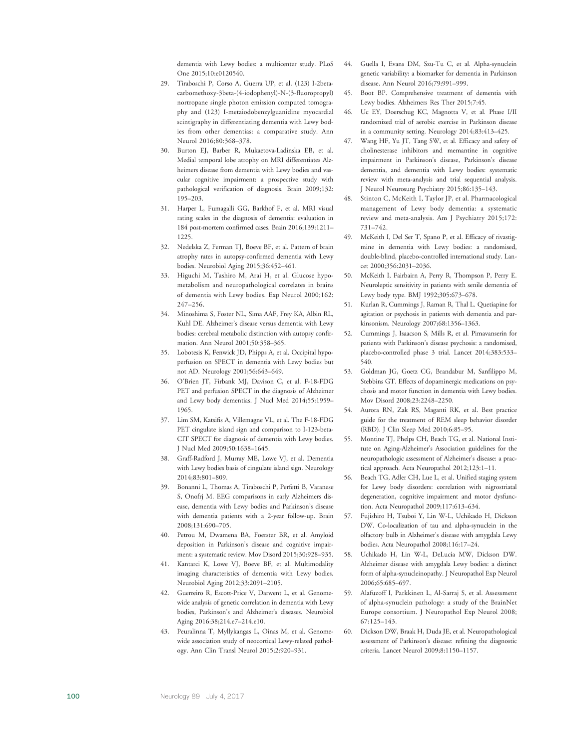dementia with Lewy bodies: a multicenter study. PLoS One 2015;10:e0120540.

29. Tiraboschi P, Corso A, Guerra UP, et al. (123) I-2beta-carbomethoxy-3beta-(4-iodophenyl)-N-(3-fluoropropyl) nortropane single photon emission computed tomography and (123) I-metaiodobenzylguanidine myocardial scintigraphy in differentiating dementia with Lewy bodies from other dementias: a comparative study. Ann Neurol 2016;80:368–378.
30. Burton EJ, Barber R, Mukaetova-Ladinska EB, et al. Medial temporal lobe atrophy on MRI differentiates Alzheimers disease from dementia with Lewy bodies and vascular cognitive impairment: a prospective study with pathological verification of diagnosis. Brain 2009;132: 195–203.
31. Harper L, Fumagalli GG, Barkhof F, et al. MRI visual rating scales in the diagnosis of dementia: evaluation in 184 post-mortem confirmed cases. Brain 2016;139:1211–1225.
32. Nedelska Z, Ferman TJ, Boeve BF, et al. Pattern of brain atrophy rates in autopsy-confirmed dementia with Lewy bodies. Neurobiol Aging 2015;36:452–461.
33. Higuchi M, Tashiro M, Arai H, et al. Glucose hypometabolism and neuropathological correlates in brains of dementia with Lewy bodies. Exp Neurol 2000;162: 247–256.
34. Minoshima S, Foster NL, Sima AAF, Frey KA, Albin RL, Kuhl DE. Alzheimer's disease versus dementia with Lewy bodies: cerebral metabolic distinction with autopsy confirmation. Ann Neurol 2001;50:358–365.
35. Lobotesis K, Fenwick JD, Phipps A, et al. Occipital hypoperfusion on SPECT in dementia with Lewy bodies but not AD. Neurology 2001;56:643–649.
36. O'Brien JT, Firbank MJ, Davison C, et al. F-18-FDG PET and perfusion SPECT in the diagnosis of Alzheimer and Lewy body dementias. J Nucl Med 2014;55:1959–1965.
37. Lim SM, Katsifis A, Villemagne VL, et al. The F-18-FDG PET cingulate island sign and comparison to I-123-beta-CIT SPECT for diagnosis of dementia with Lewy bodies. J Nucl Med 2009;50:1638–1645.
38. Graff-Radford J, Murray ME, Lowe VJ, et al. Dementia with Lewy bodies basis of cingulate island sign. Neurology 2014;83:801–809.
39. Bonanni L, Thomas A, Tiraboschi P, Perfetti B, Varanese S, Onofrj M. EEG comparisons in early Alzheimers disease, dementia with Lewy bodies and Parkinson's disease with dementia patients with a 2-year follow-up. Brain 2008;131:690–705.
40. Petrou M, Dwamena BA, Foerster BR, et al. Amyloid deposition in Parkinson's disease and cognitive impairment: a systematic review. Mov Disord 2015;30:928–935.
41. Kantarci K, Lowe VJ, Boeve BF, et al. Multimodality imaging characteristics of dementia with Lewy bodies. Neurobiol Aging 2012;33:2091–2105.
42. Guerreiro R, Escott-Price V, Darwent L, et al. Genome-wide analysis of genetic correlation in dementia with Lewy bodies, Parkinson's and Alzheimer's diseases. Neurobiol Aging 2016:38;214.e7–214.e10.
43. Peuralinna T, Myllykangas L, Oinas M, et al. Genome-wide association study of neocortical Lewy-related pathology. Ann Clin Transl Neurol 2015;2:920–931.
44. Guella I, Evans DM, Szu-Tu C, et al. Alpha-synuclein genetic variability: a biomarker for dementia in Parkinson disease. Ann Neurol 2016;79:991–999.
45. Boot BP. Comprehensive treatment of dementia with Lewy bodies. Alzheimers Res Ther 2015;7:45.
46. Uc EY, Doerschug KC, Magnotta V, et al. Phase I/II randomized trial of aerobic exercise in Parkinson disease in a community setting. Neurology 2014;83:413–425.
47. Wang HF, Yu JT, Tang SW, et al. Efficacy and safety of cholinesterase inhibitors and memantine in cognitive impairment in Parkinson's disease, Parkinson's disease dementia, and dementia with Lewy bodies: systematic review with meta-analysis and trial sequential analysis. J Neurol Neurosurg Psychiatry 2015;86:135–143.
48. Stinton C, McKeith I, Taylor JP, et al. Pharmacological management of Lewy body dementia: a systematic review and meta-analysis. Am J Psychiatry 2015;172: 731–742.
49. McKeith I, Del Ser T, Spano P, et al. Efficacy of rivastigmine in dementia with Lewy bodies: a randomised, double-blind, placebo-controlled international study. Lancet 2000;356:2031–2036.
50. McKeith I, Fairbairn A, Perry R, Thompson P, Perry E. Neuroleptic sensitivity in patients with senile dementia of Lewy body type. BMJ 1992;305:673–678.
51. Kurlan R, Cummings J, Raman R, Thal L. Quetiapine for agitation or psychosis in patients with dementia and parkinsonism. Neurology 2007;68:1356–1363.
52. Cummings J, Isaacson S, Mills R, et al. Pimavanserin for patients with Parkinson's disease psychosis: a randomised, placebo-controlled phase 3 trial. Lancet 2014;383:533–540.
53. Goldman JG, Goetz CG, Brandabur M, Sanfilippo M, Stebbins GT. Effects of dopaminergic medications on psychosis and motor function in dementia with Lewy bodies. Mov Disord 2008;23:2248–2250.
54. Aurora RN, Zak RS, Maganti RK, et al. Best practice guide for the treatment of REM sleep behavior disorder (RBD). J Clin Sleep Med 2010;6:85–95.
55. Montine TJ, Phelps CH, Beach TG, et al. National Institute on Aging-Alzheimer's Association guidelines for the neuropathologic assessment of Alzheimer's disease: a practical approach. Acta Neuropathol 2012;123:1–11.
56. Beach TG, Adler CH, Lue L, et al. Unified staging system for Lewy body disorders: correlation with nigrostriatal degeneration, cognitive impairment and motor dysfunction. Acta Neuropathol 2009;117:613–634.
57. Fujishiro H, Tsuboi Y, Lin W-L, Uchikado H, Dickson DW. Co-localization of tau and alpha-synuclein in the olfactory bulb in Alzheimer's disease with amygdala Lewy bodies. Acta Neuropathol 2008;116:17–24.
58. Uchikado H, Lin W-L, DeLucia MW, Dickson DW. Alzheimer disease with amygdala Lewy bodies: a distinct form of alpha-synucleinopathy. J Neuropathol Exp Neurol 2006;65:685–697.
59. Alafuzoff I, Parkkinen L, Al-Sarraj S, et al. Assessment of alpha-synuclein pathology: a study of the BrainNet Europe consortium. J Neuropathol Exp Neurol 2008; 67:125–143.
60. Dickson DW, Braak H, Duda JE, et al. Neuropathological assessment of Parkinson's disease: refining the diagnostic criteria. Lancet Neurol 2009;8:1150–1157.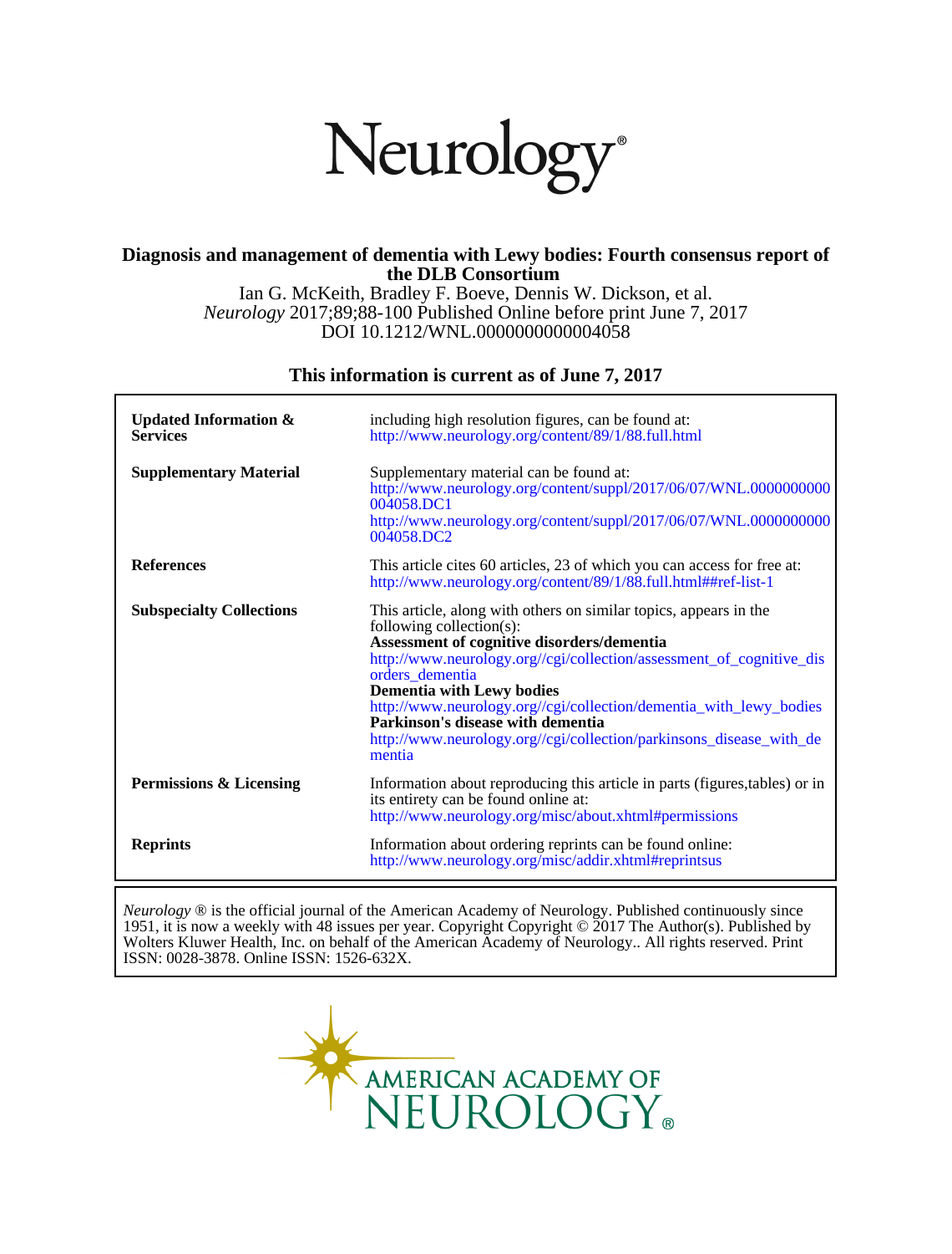# Neurology®

**Diagnosis and management of dementia with Lewy bodies: Fourth consensus report of the DLB Consortium**

Ian G. McKeith, Bradley F. Boeve, Dennis W. Dickson, et al.

*Neurology* 2017;89;88-100 Published Online before print June 7, 2017

DOI 10.1212/WNL.0000000000004058

**This information is current as of June 7, 2017**

| | |
|---|---|
| **Updated Information & Services** | including high resolution figures, can be found at: http://www.neurology.org/content/89/1/88.full.html |
| **Supplementary Material** | Supplementary material can be found at: http://www.neurology.org/content/suppl/2017/06/07/WNL.0000000000004058.DC1 http://www.neurology.org/content/suppl/2017/06/07/WNL.0000000000004058.DC2 |
| **References** | This article cites 60 articles, 23 of which you can access for free at: http://www.neurology.org/content/89/1/88.full.html##ref-list-1 |
| **Subspecialty Collections** | This article, along with others on similar topics, appears in the following collection(s): **Assessment of cognitive disorders/dementia** http://www.neurology.org//cgi/collection/assessment_of_cognitive_disorders_dementia **Dementia with Lewy bodies** http://www.neurology.org//cgi/collection/dementia_with_lewy_bodies **Parkinson's disease with dementia** http://www.neurology.org//cgi/collection/parkinsons_disease_with_dementia |
| **Permissions & Licensing** | Information about reproducing this article in parts (figures,tables) or in its entirety can be found online at: http://www.neurology.org/misc/about.xhtml#permissions |
| **Reprints** | Information about ordering reprints can be found online: http://www.neurology.org/misc/addir.xhtml#reprintsus |

*Neurology* ® is the official journal of the American Academy of Neurology. Published continuously since 1951, it is now a weekly with 48 issues per year. Copyright Copyright © 2017 The Author(s). Published by Wolters Kluwer Health, Inc. on behalf of the American Academy of Neurology.. All rights reserved. Print ISSN: 0028-3878. Online ISSN: 1526-632X.

AMERICAN ACADEMY OF NEUROLOGY®